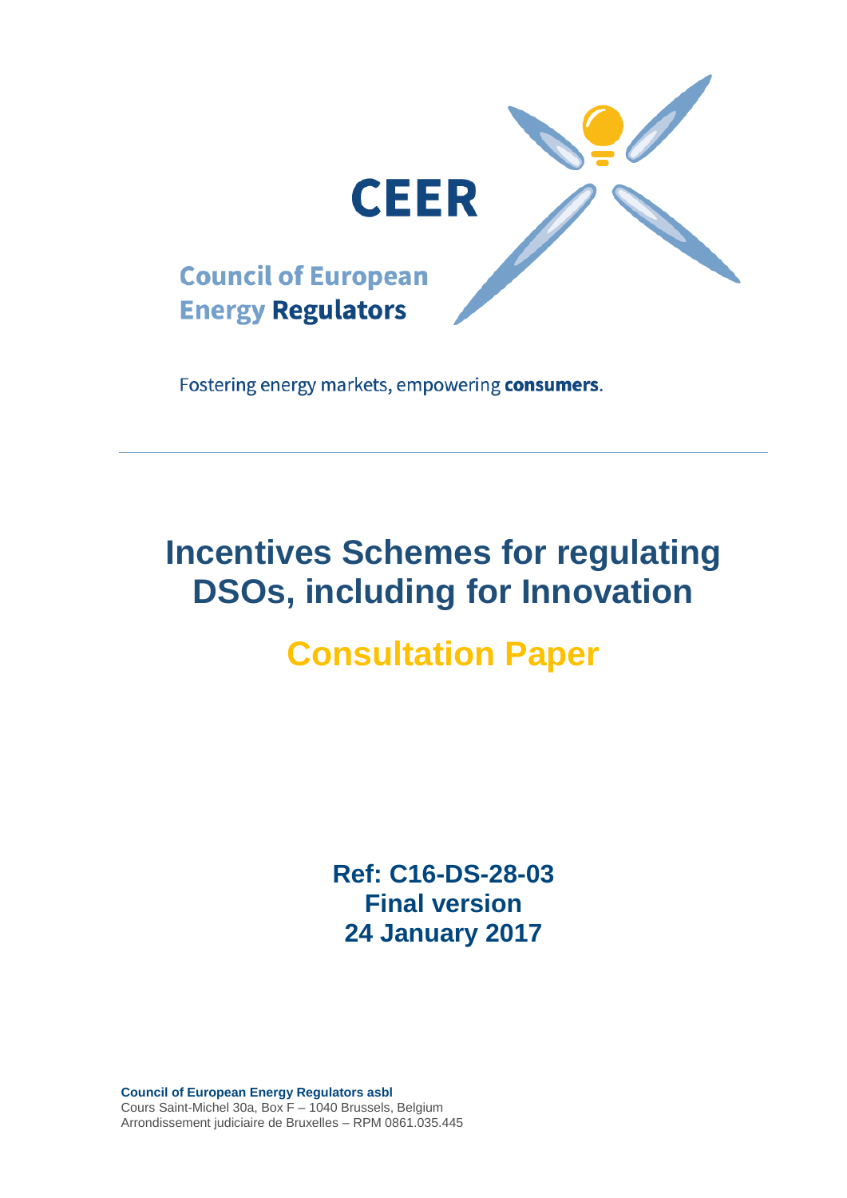CEER

Council of European Energy Regulators

Fostering energy markets, empowering **consumers**.

# Incentives Schemes for regulating DSOs, including for Innovation

## Consultation Paper

**Ref: C16-DS-28-03**
**Final version**
**24 January 2017**

**Council of European Energy Regulators asbl**
Cours Saint-Michel 30a, Box F – 1040 Brussels, Belgium
Arrondissement judiciaire de Bruxelles – RPM 0861.035.445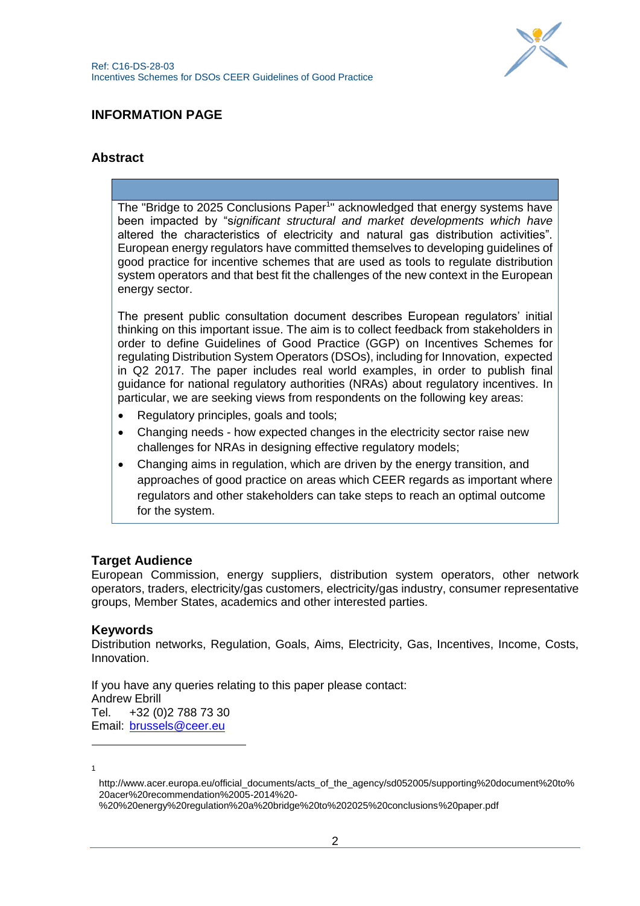# INFORMATION PAGE

## Abstract

The "Bridge to 2025 Conclusions Paper[1]" acknowledged that energy systems have been impacted by "s*ignificant structural and market developments which have* altered the characteristics of electricity and natural gas distribution activities". European energy regulators have committed themselves to developing guidelines of good practice for incentive schemes that are used as tools to regulate distribution system operators and that best fit the challenges of the new context in the European energy sector.

The present public consultation document describes European regulators' initial thinking on this important issue. The aim is to collect feedback from stakeholders in order to define Guidelines of Good Practice (GGP) on Incentives Schemes for regulating Distribution System Operators (DSOs), including for Innovation, expected in Q2 2017. The paper includes real world examples, in order to publish final guidance for national regulatory authorities (NRAs) about regulatory incentives. In particular, we are seeking views from respondents on the following key areas:

- Regulatory principles, goals and tools;
- Changing needs - how expected changes in the electricity sector raise new challenges for NRAs in designing effective regulatory models;
- Changing aims in regulation, which are driven by the energy transition, and approaches of good practice on areas which CEER regards as important where regulators and other stakeholders can take steps to reach an optimal outcome for the system.

## Target Audience

European Commission, energy suppliers, distribution system operators, other network operators, traders, electricity/gas customers, electricity/gas industry, consumer representative groups, Member States, academics and other interested parties.

## Keywords

Distribution networks, Regulation, Goals, Aims, Electricity, Gas, Incentives, Income, Costs, Innovation.

If you have any queries relating to this paper please contact:
Andrew Ebrill
Tel. +32 (0)2 788 73 30
Email: brussels@ceer.eu

---

[1] http://www.acer.europa.eu/official_documents/acts_of_the_agency/sd052005/supporting%20document%20to%20acer%20recommendation%2005-2014%20-%20%20energy%20regulation%20a%20bridge%20to%202025%20conclusions%20paper.pdf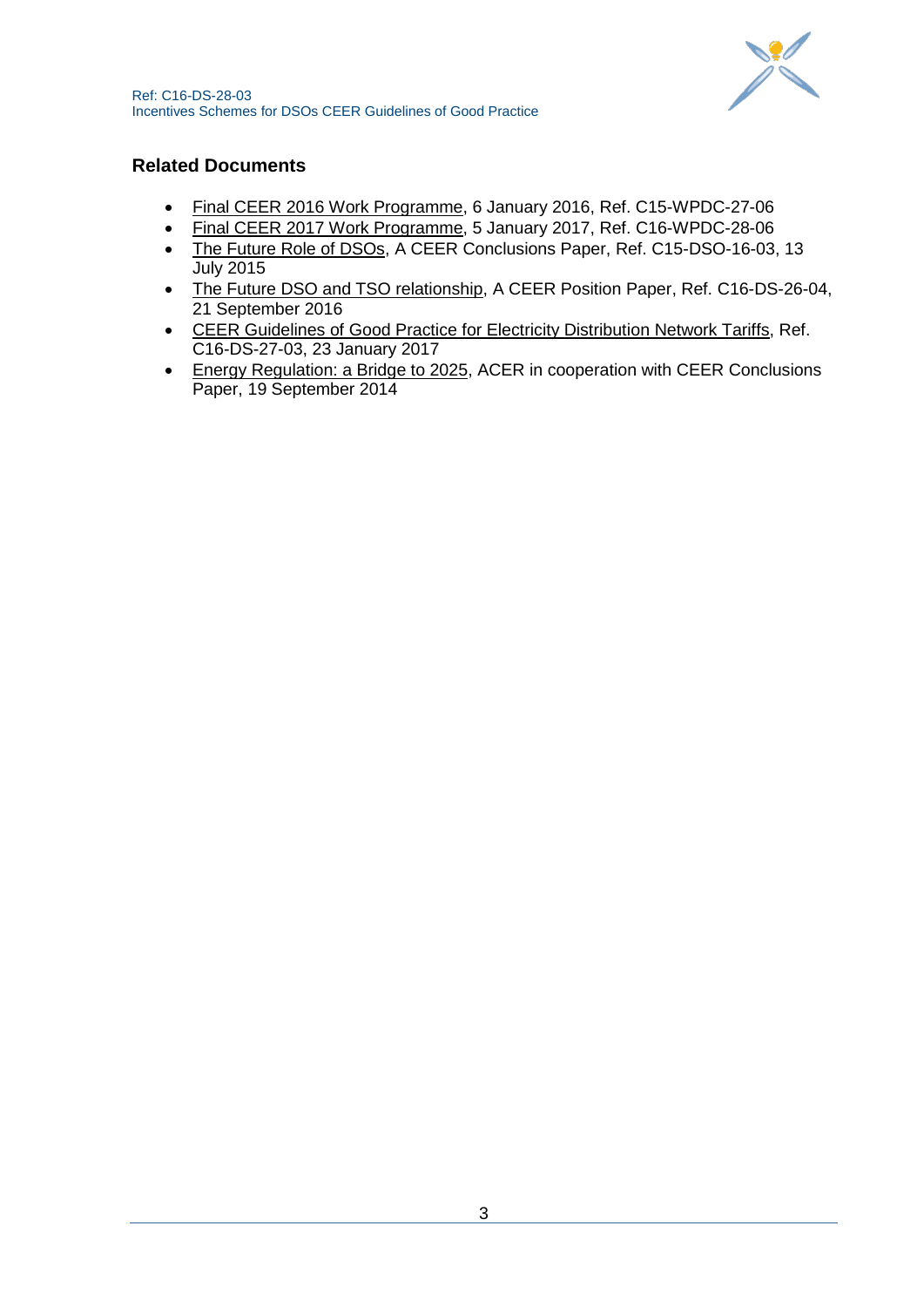## Related Documents

- Final CEER 2016 Work Programme, 6 January 2016, Ref. C15-WPDC-27-06
- Final CEER 2017 Work Programme, 5 January 2017, Ref. C16-WPDC-28-06
- The Future Role of DSOs, A CEER Conclusions Paper, Ref. C15-DSO-16-03, 13 July 2015
- The Future DSO and TSO relationship, A CEER Position Paper, Ref. C16-DS-26-04, 21 September 2016
- CEER Guidelines of Good Practice for Electricity Distribution Network Tariffs, Ref. C16-DS-27-03, 23 January 2017
- Energy Regulation: a Bridge to 2025, ACER in cooperation with CEER Conclusions Paper, 19 September 2014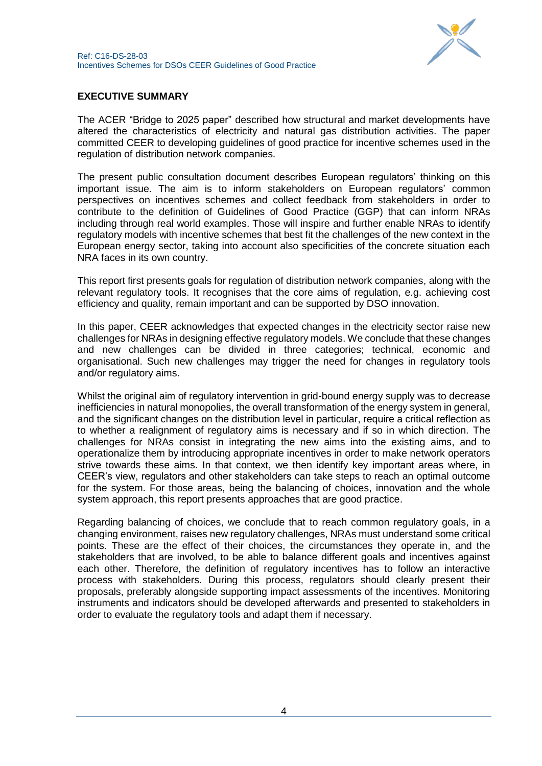## EXECUTIVE SUMMARY

The ACER "Bridge to 2025 paper" described how structural and market developments have altered the characteristics of electricity and natural gas distribution activities. The paper committed CEER to developing guidelines of good practice for incentive schemes used in the regulation of distribution network companies.

The present public consultation document describes European regulators' thinking on this important issue. The aim is to inform stakeholders on European regulators' common perspectives on incentives schemes and collect feedback from stakeholders in order to contribute to the definition of Guidelines of Good Practice (GGP) that can inform NRAs including through real world examples. Those will inspire and further enable NRAs to identify regulatory models with incentive schemes that best fit the challenges of the new context in the European energy sector, taking into account also specificities of the concrete situation each NRA faces in its own country.

This report first presents goals for regulation of distribution network companies, along with the relevant regulatory tools. It recognises that the core aims of regulation, e.g. achieving cost efficiency and quality, remain important and can be supported by DSO innovation.

In this paper, CEER acknowledges that expected changes in the electricity sector raise new challenges for NRAs in designing effective regulatory models. We conclude that these changes and new challenges can be divided in three categories; technical, economic and organisational. Such new challenges may trigger the need for changes in regulatory tools and/or regulatory aims.

Whilst the original aim of regulatory intervention in grid-bound energy supply was to decrease inefficiencies in natural monopolies, the overall transformation of the energy system in general, and the significant changes on the distribution level in particular, require a critical reflection as to whether a realignment of regulatory aims is necessary and if so in which direction. The challenges for NRAs consist in integrating the new aims into the existing aims, and to operationalize them by introducing appropriate incentives in order to make network operators strive towards these aims. In that context, we then identify key important areas where, in CEER's view, regulators and other stakeholders can take steps to reach an optimal outcome for the system. For those areas, being the balancing of choices, innovation and the whole system approach, this report presents approaches that are good practice.

Regarding balancing of choices, we conclude that to reach common regulatory goals, in a changing environment, raises new regulatory challenges, NRAs must understand some critical points. These are the effect of their choices, the circumstances they operate in, and the stakeholders that are involved, to be able to balance different goals and incentives against each other. Therefore, the definition of regulatory incentives has to follow an interactive process with stakeholders. During this process, regulators should clearly present their proposals, preferably alongside supporting impact assessments of the incentives. Monitoring instruments and indicators should be developed afterwards and presented to stakeholders in order to evaluate the regulatory tools and adapt them if necessary.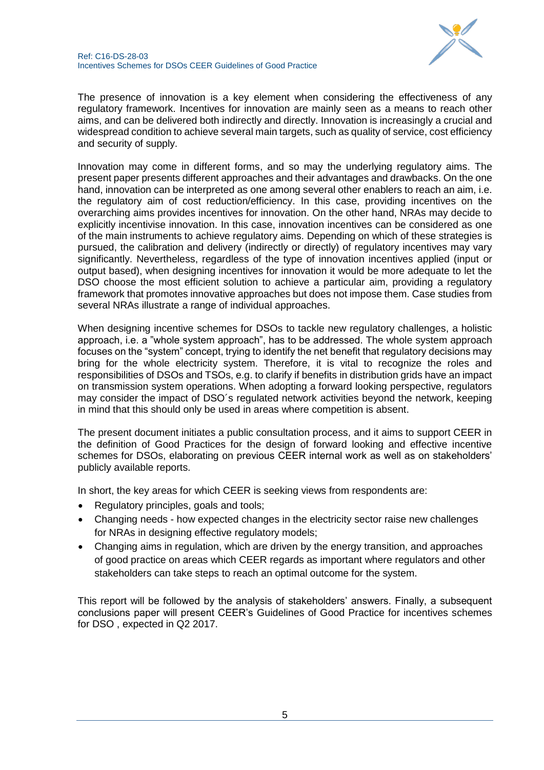The presence of innovation is a key element when considering the effectiveness of any regulatory framework. Incentives for innovation are mainly seen as a means to reach other aims, and can be delivered both indirectly and directly. Innovation is increasingly a crucial and widespread condition to achieve several main targets, such as quality of service, cost efficiency and security of supply.

Innovation may come in different forms, and so may the underlying regulatory aims. The present paper presents different approaches and their advantages and drawbacks. On the one hand, innovation can be interpreted as one among several other enablers to reach an aim, i.e. the regulatory aim of cost reduction/efficiency. In this case, providing incentives on the overarching aims provides incentives for innovation. On the other hand, NRAs may decide to explicitly incentivise innovation. In this case, innovation incentives can be considered as one of the main instruments to achieve regulatory aims. Depending on which of these strategies is pursued, the calibration and delivery (indirectly or directly) of regulatory incentives may vary significantly. Nevertheless, regardless of the type of innovation incentives applied (input or output based), when designing incentives for innovation it would be more adequate to let the DSO choose the most efficient solution to achieve a particular aim, providing a regulatory framework that promotes innovative approaches but does not impose them. Case studies from several NRAs illustrate a range of individual approaches.

When designing incentive schemes for DSOs to tackle new regulatory challenges, a holistic approach, i.e. a "whole system approach", has to be addressed. The whole system approach focuses on the "system" concept, trying to identify the net benefit that regulatory decisions may bring for the whole electricity system. Therefore, it is vital to recognize the roles and responsibilities of DSOs and TSOs, e.g. to clarify if benefits in distribution grids have an impact on transmission system operations. When adopting a forward looking perspective, regulators may consider the impact of DSO´s regulated network activities beyond the network, keeping in mind that this should only be used in areas where competition is absent.

The present document initiates a public consultation process, and it aims to support CEER in the definition of Good Practices for the design of forward looking and effective incentive schemes for DSOs, elaborating on previous CEER internal work as well as on stakeholders' publicly available reports.

In short, the key areas for which CEER is seeking views from respondents are:

- Regulatory principles, goals and tools;
- Changing needs - how expected changes in the electricity sector raise new challenges for NRAs in designing effective regulatory models;
- Changing aims in regulation, which are driven by the energy transition, and approaches of good practice on areas which CEER regards as important where regulators and other stakeholders can take steps to reach an optimal outcome for the system.

This report will be followed by the analysis of stakeholders' answers. Finally, a subsequent conclusions paper will present CEER's Guidelines of Good Practice for incentives schemes for DSO , expected in Q2 2017.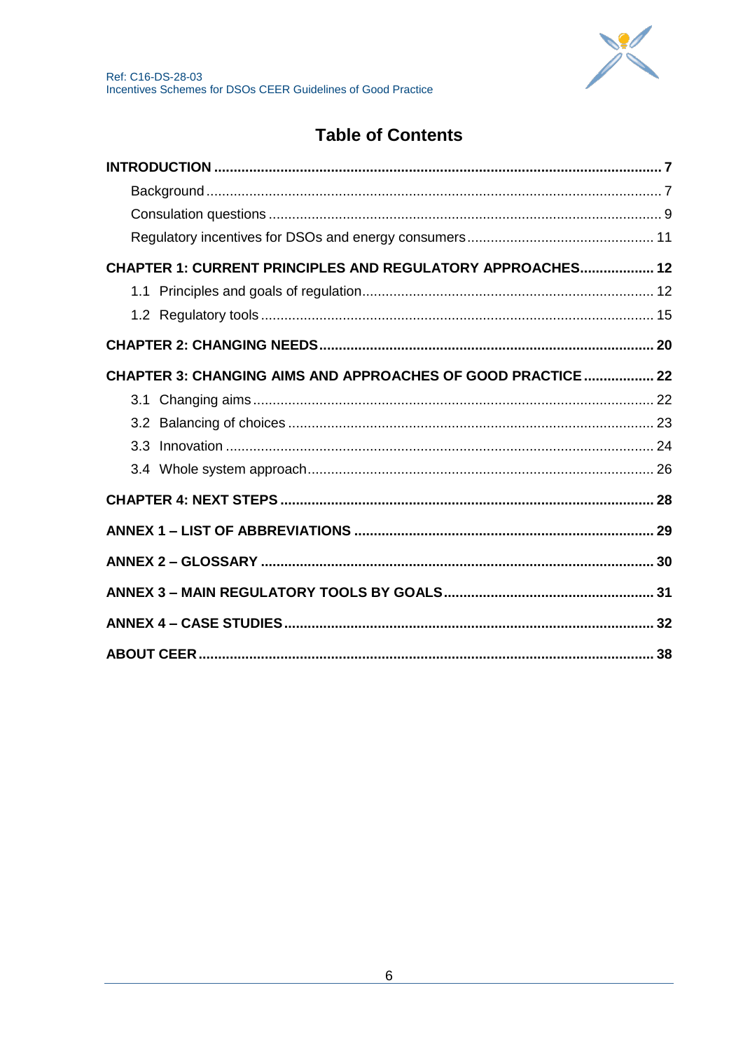# Table of Contents

**INTRODUCTION ..... 7**

- Background ..... 7
- Consulation questions ..... 9
- Regulatory incentives for DSOs and energy consumers ..... 11

**CHAPTER 1: CURRENT PRINCIPLES AND REGULATORY APPROACHES ..... 12**

- 1.1 Principles and goals of regulation ..... 12
- 1.2 Regulatory tools ..... 15

**CHAPTER 2: CHANGING NEEDS ..... 20**

**CHAPTER 3: CHANGING AIMS AND APPROACHES OF GOOD PRACTICE ..... 22**

- 3.1 Changing aims ..... 22
- 3.2 Balancing of choices ..... 23
- 3.3 Innovation ..... 24
- 3.4 Whole system approach ..... 26

**CHAPTER 4: NEXT STEPS ..... 28**

**ANNEX 1 – LIST OF ABBREVIATIONS ..... 29**

**ANNEX 2 – GLOSSARY ..... 30**

**ANNEX 3 – MAIN REGULATORY TOOLS BY GOALS ..... 31**

**ANNEX 4 – CASE STUDIES ..... 32**

**ABOUT CEER ..... 38**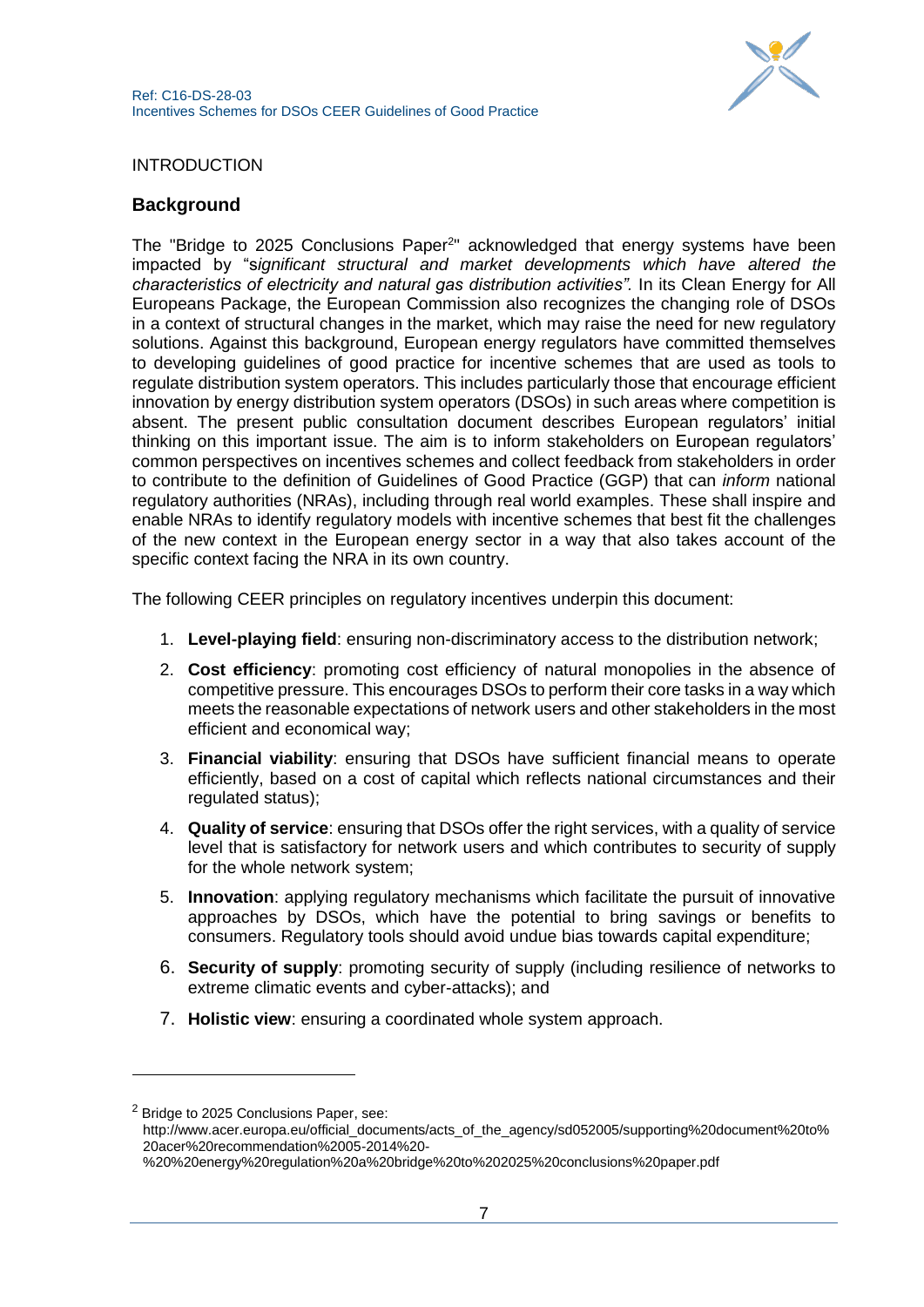INTRODUCTION

## Background

The "Bridge to 2025 Conclusions Paper[2]" acknowledged that energy systems have been impacted by "s*ignificant structural and market developments which have altered the characteristics of electricity and natural gas distribution activities"*. In its Clean Energy for All Europeans Package, the European Commission also recognizes the changing role of DSOs in a context of structural changes in the market, which may raise the need for new regulatory solutions. Against this background, European energy regulators have committed themselves to developing guidelines of good practice for incentive schemes that are used as tools to regulate distribution system operators. This includes particularly those that encourage efficient innovation by energy distribution system operators (DSOs) in such areas where competition is absent. The present public consultation document describes European regulators' initial thinking on this important issue. The aim is to inform stakeholders on European regulators' common perspectives on incentives schemes and collect feedback from stakeholders in order to contribute to the definition of Guidelines of Good Practice (GGP) that can *inform* national regulatory authorities (NRAs), including through real world examples. These shall inspire and enable NRAs to identify regulatory models with incentive schemes that best fit the challenges of the new context in the European energy sector in a way that also takes account of the specific context facing the NRA in its own country.

The following CEER principles on regulatory incentives underpin this document:

1. **Level-playing field**: ensuring non-discriminatory access to the distribution network;
2. **Cost efficiency**: promoting cost efficiency of natural monopolies in the absence of competitive pressure. This encourages DSOs to perform their core tasks in a way which meets the reasonable expectations of network users and other stakeholders in the most efficient and economical way;
3. **Financial viability**: ensuring that DSOs have sufficient financial means to operate efficiently, based on a cost of capital which reflects national circumstances and their regulated status);
4. **Quality of service**: ensuring that DSOs offer the right services, with a quality of service level that is satisfactory for network users and which contributes to security of supply for the whole network system;
5. **Innovation**: applying regulatory mechanisms which facilitate the pursuit of innovative approaches by DSOs, which have the potential to bring savings or benefits to consumers. Regulatory tools should avoid undue bias towards capital expenditure;
6. **Security of supply**: promoting security of supply (including resilience of networks to extreme climatic events and cyber-attacks); and
7. **Holistic view**: ensuring a coordinated whole system approach.

---

[2] Bridge to 2025 Conclusions Paper, see: http://www.acer.europa.eu/official_documents/acts_of_the_agency/sd052005/supporting%20document%20to%20acer%20recommendation%2005-2014%20-%20%20energy%20regulation%20a%20bridge%20to%202025%20conclusions%20paper.pdf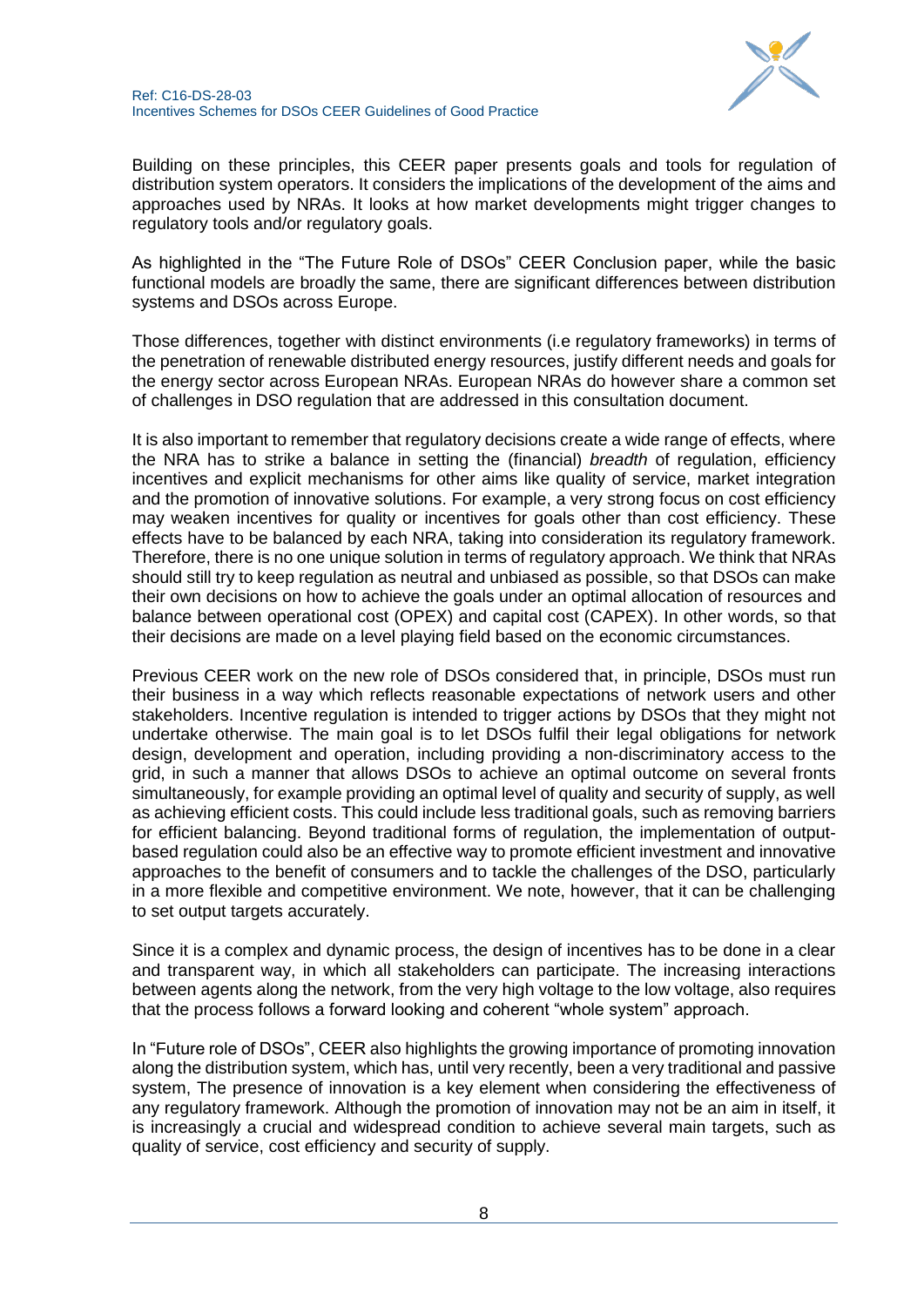Building on these principles, this CEER paper presents goals and tools for regulation of distribution system operators. It considers the implications of the development of the aims and approaches used by NRAs. It looks at how market developments might trigger changes to regulatory tools and/or regulatory goals.

As highlighted in the "The Future Role of DSOs" CEER Conclusion paper, while the basic functional models are broadly the same, there are significant differences between distribution systems and DSOs across Europe.

Those differences, together with distinct environments (i.e regulatory frameworks) in terms of the penetration of renewable distributed energy resources, justify different needs and goals for the energy sector across European NRAs. European NRAs do however share a common set of challenges in DSO regulation that are addressed in this consultation document.

It is also important to remember that regulatory decisions create a wide range of effects, where the NRA has to strike a balance in setting the (financial) *breadth* of regulation, efficiency incentives and explicit mechanisms for other aims like quality of service, market integration and the promotion of innovative solutions. For example, a very strong focus on cost efficiency may weaken incentives for quality or incentives for goals other than cost efficiency. These effects have to be balanced by each NRA, taking into consideration its regulatory framework. Therefore, there is no one unique solution in terms of regulatory approach. We think that NRAs should still try to keep regulation as neutral and unbiased as possible, so that DSOs can make their own decisions on how to achieve the goals under an optimal allocation of resources and balance between operational cost (OPEX) and capital cost (CAPEX). In other words, so that their decisions are made on a level playing field based on the economic circumstances.

Previous CEER work on the new role of DSOs considered that, in principle, DSOs must run their business in a way which reflects reasonable expectations of network users and other stakeholders. Incentive regulation is intended to trigger actions by DSOs that they might not undertake otherwise. The main goal is to let DSOs fulfil their legal obligations for network design, development and operation, including providing a non-discriminatory access to the grid, in such a manner that allows DSOs to achieve an optimal outcome on several fronts simultaneously, for example providing an optimal level of quality and security of supply, as well as achieving efficient costs. This could include less traditional goals, such as removing barriers for efficient balancing. Beyond traditional forms of regulation, the implementation of output-based regulation could also be an effective way to promote efficient investment and innovative approaches to the benefit of consumers and to tackle the challenges of the DSO, particularly in a more flexible and competitive environment. We note, however, that it can be challenging to set output targets accurately.

Since it is a complex and dynamic process, the design of incentives has to be done in a clear and transparent way, in which all stakeholders can participate. The increasing interactions between agents along the network, from the very high voltage to the low voltage, also requires that the process follows a forward looking and coherent "whole system" approach.

In "Future role of DSOs", CEER also highlights the growing importance of promoting innovation along the distribution system, which has, until very recently, been a very traditional and passive system, The presence of innovation is a key element when considering the effectiveness of any regulatory framework. Although the promotion of innovation may not be an aim in itself, it is increasingly a crucial and widespread condition to achieve several main targets, such as quality of service, cost efficiency and security of supply.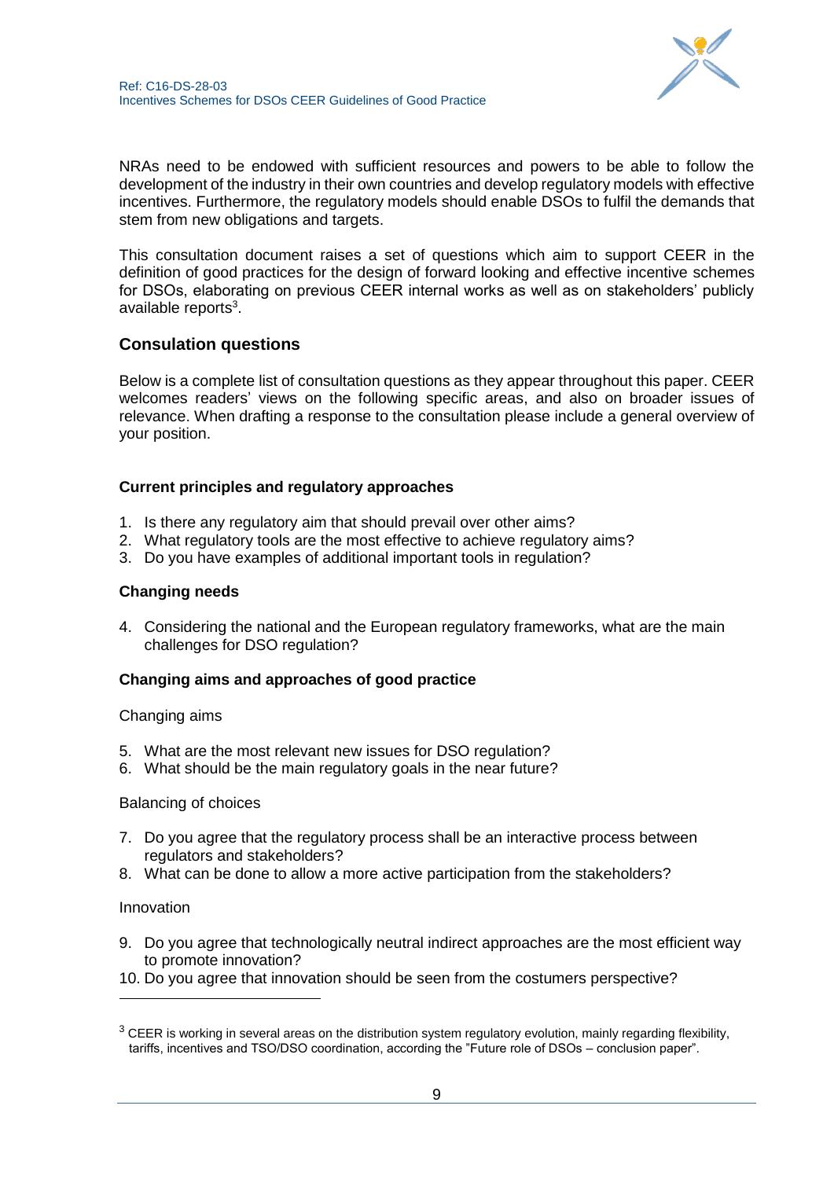NRAs need to be endowed with sufficient resources and powers to be able to follow the development of the industry in their own countries and develop regulatory models with effective incentives. Furthermore, the regulatory models should enable DSOs to fulfil the demands that stem from new obligations and targets.

This consultation document raises a set of questions which aim to support CEER in the definition of good practices for the design of forward looking and effective incentive schemes for DSOs, elaborating on previous CEER internal works as well as on stakeholders' publicly available reports[3].

## Consulation questions

Below is a complete list of consultation questions as they appear throughout this paper. CEER welcomes readers' views on the following specific areas, and also on broader issues of relevance. When drafting a response to the consultation please include a general overview of your position.

### Current principles and regulatory approaches

1. Is there any regulatory aim that should prevail over other aims?
2. What regulatory tools are the most effective to achieve regulatory aims?
3. Do you have examples of additional important tools in regulation?

### Changing needs

4. Considering the national and the European regulatory frameworks, what are the main challenges for DSO regulation?

### Changing aims and approaches of good practice

Changing aims

5. What are the most relevant new issues for DSO regulation?
6. What should be the main regulatory goals in the near future?

Balancing of choices

7. Do you agree that the regulatory process shall be an interactive process between regulators and stakeholders?
8. What can be done to allow a more active participation from the stakeholders?

Innovation

9. Do you agree that technologically neutral indirect approaches are the most efficient way to promote innovation?
10. Do you agree that innovation should be seen from the costumers perspective?

---

[3] CEER is working in several areas on the distribution system regulatory evolution, mainly regarding flexibility, tariffs, incentives and TSO/DSO coordination, according the "Future role of DSOs – conclusion paper".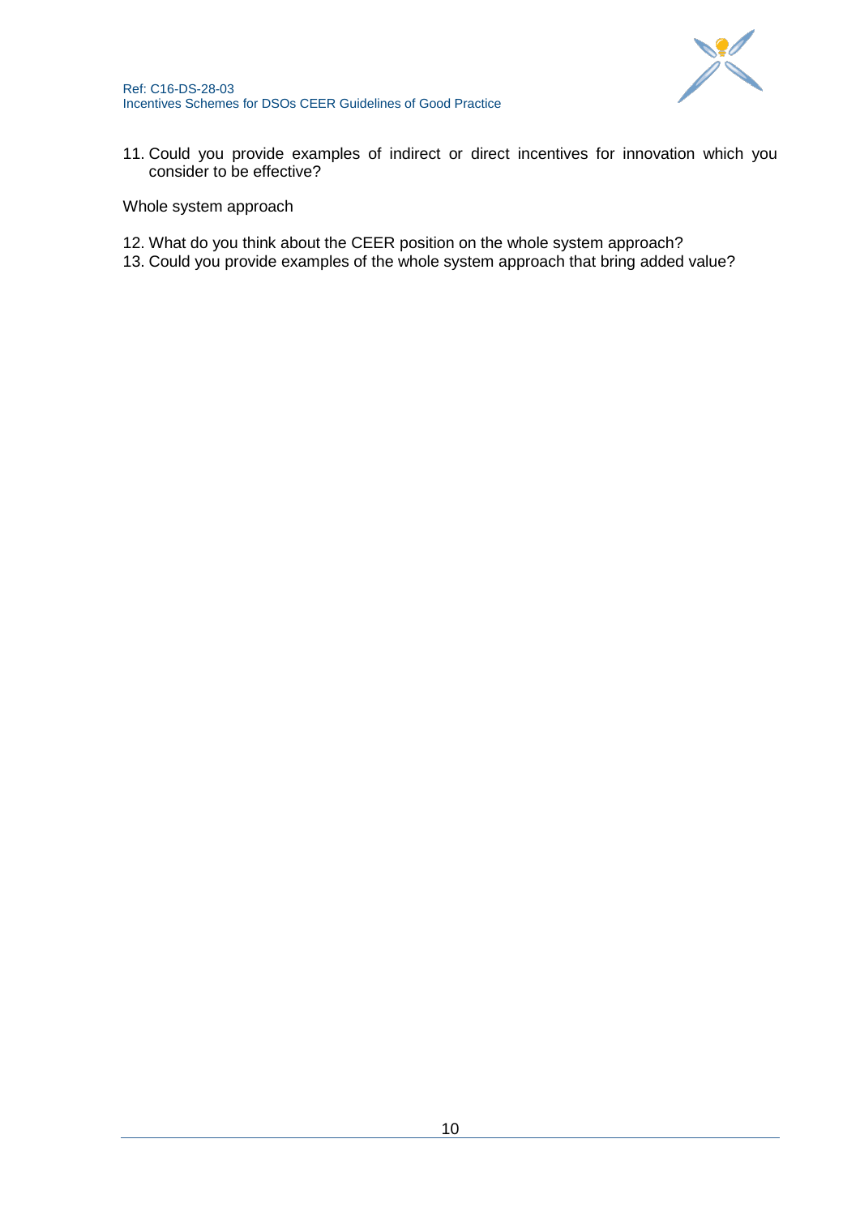11. Could you provide examples of indirect or direct incentives for innovation which you consider to be effective?

Whole system approach

12. What do you think about the CEER position on the whole system approach?
13. Could you provide examples of the whole system approach that bring added value?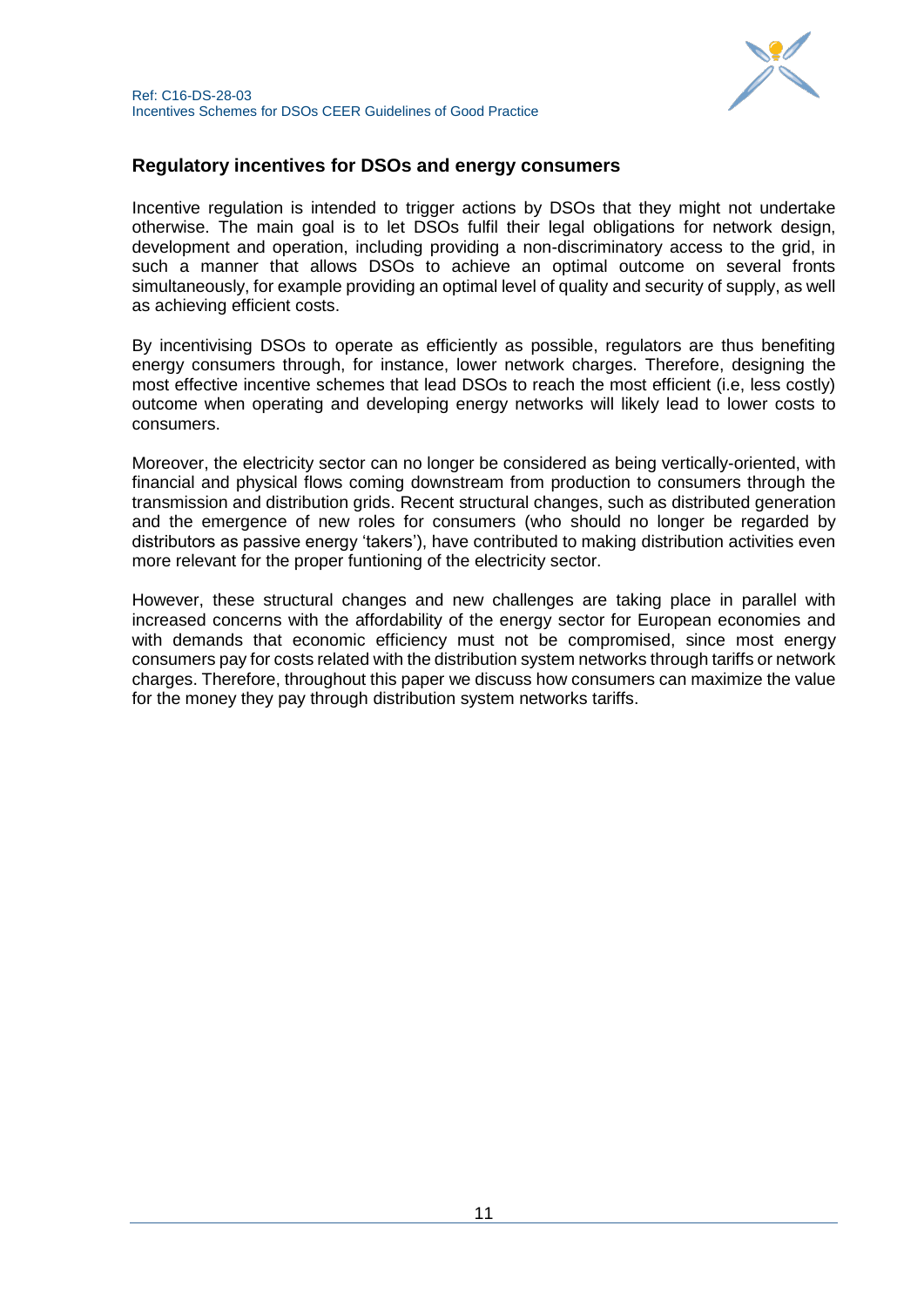## Regulatory incentives for DSOs and energy consumers

Incentive regulation is intended to trigger actions by DSOs that they might not undertake otherwise. The main goal is to let DSOs fulfil their legal obligations for network design, development and operation, including providing a non-discriminatory access to the grid, in such a manner that allows DSOs to achieve an optimal outcome on several fronts simultaneously, for example providing an optimal level of quality and security of supply, as well as achieving efficient costs.

By incentivising DSOs to operate as efficiently as possible, regulators are thus benefiting energy consumers through, for instance, lower network charges. Therefore, designing the most effective incentive schemes that lead DSOs to reach the most efficient (i.e, less costly) outcome when operating and developing energy networks will likely lead to lower costs to consumers.

Moreover, the electricity sector can no longer be considered as being vertically-oriented, with financial and physical flows coming downstream from production to consumers through the transmission and distribution grids. Recent structural changes, such as distributed generation and the emergence of new roles for consumers (who should no longer be regarded by distributors as passive energy 'takers'), have contributed to making distribution activities even more relevant for the proper funtioning of the electricity sector.

However, these structural changes and new challenges are taking place in parallel with increased concerns with the affordability of the energy sector for European economies and with demands that economic efficiency must not be compromised, since most energy consumers pay for costs related with the distribution system networks through tariffs or network charges. Therefore, throughout this paper we discuss how consumers can maximize the value for the money they pay through distribution system networks tariffs.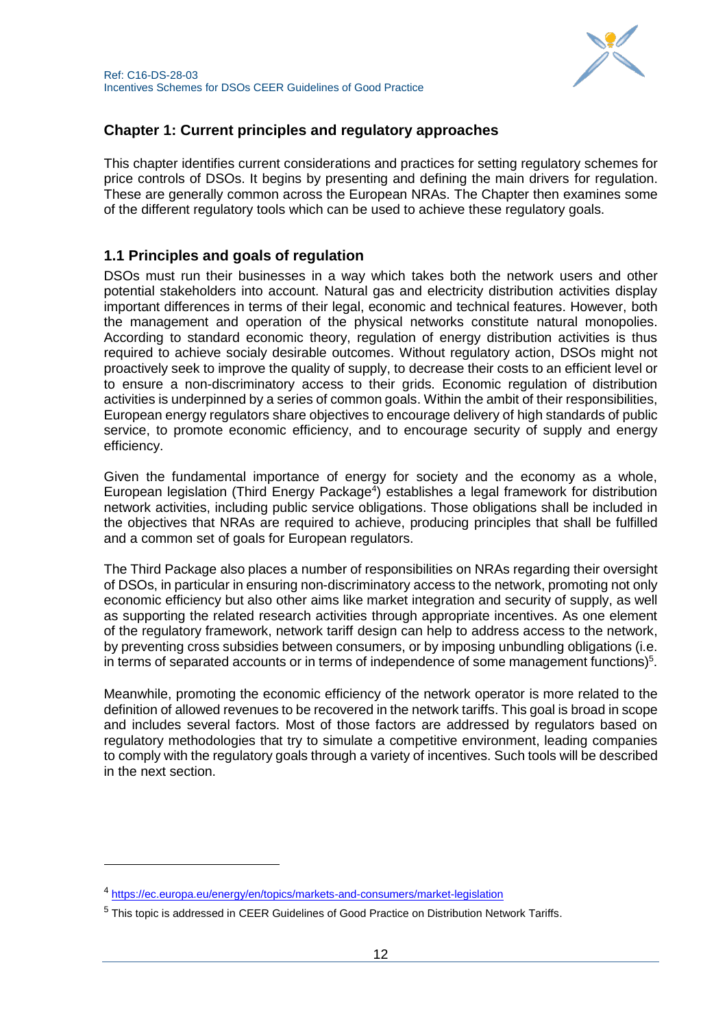## Chapter 1: Current principles and regulatory approaches

This chapter identifies current considerations and practices for setting regulatory schemes for price controls of DSOs. It begins by presenting and defining the main drivers for regulation. These are generally common across the European NRAs. The Chapter then examines some of the different regulatory tools which can be used to achieve these regulatory goals.

### 1.1 Principles and goals of regulation

DSOs must run their businesses in a way which takes both the network users and other potential stakeholders into account. Natural gas and electricity distribution activities display important differences in terms of their legal, economic and technical features. However, both the management and operation of the physical networks constitute natural monopolies. According to standard economic theory, regulation of energy distribution activities is thus required to achieve socialy desirable outcomes. Without regulatory action, DSOs might not proactively seek to improve the quality of supply, to decrease their costs to an efficient level or to ensure a non-discriminatory access to their grids. Economic regulation of distribution activities is underpinned by a series of common goals. Within the ambit of their responsibilities, European energy regulators share objectives to encourage delivery of high standards of public service, to promote economic efficiency, and to encourage security of supply and energy efficiency.

Given the fundamental importance of energy for society and the economy as a whole, European legislation (Third Energy Package[4]) establishes a legal framework for distribution network activities, including public service obligations. Those obligations shall be included in the objectives that NRAs are required to achieve, producing principles that shall be fulfilled and a common set of goals for European regulators.

The Third Package also places a number of responsibilities on NRAs regarding their oversight of DSOs, in particular in ensuring non-discriminatory access to the network, promoting not only economic efficiency but also other aims like market integration and security of supply, as well as supporting the related research activities through appropriate incentives. As one element of the regulatory framework, network tariff design can help to address access to the network, by preventing cross subsidies between consumers, or by imposing unbundling obligations (i.e. in terms of separated accounts or in terms of independence of some management functions)[5].

Meanwhile, promoting the economic efficiency of the network operator is more related to the definition of allowed revenues to be recovered in the network tariffs. This goal is broad in scope and includes several factors. Most of those factors are addressed by regulators based on regulatory methodologies that try to simulate a competitive environment, leading companies to comply with the regulatory goals through a variety of incentives. Such tools will be described in the next section.

---

[4] https://ec.europa.eu/energy/en/topics/markets-and-consumers/market-legislation

[5] This topic is addressed in CEER Guidelines of Good Practice on Distribution Network Tariffs.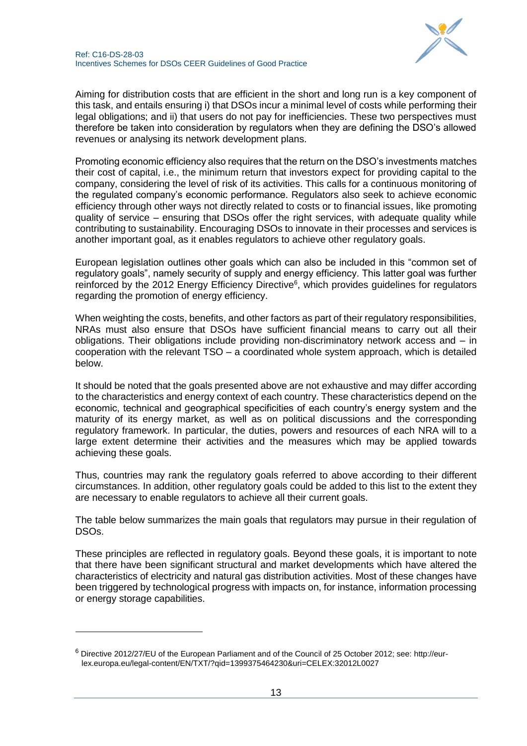Aiming for distribution costs that are efficient in the short and long run is a key component of this task, and entails ensuring i) that DSOs incur a minimal level of costs while performing their legal obligations; and ii) that users do not pay for inefficiencies. These two perspectives must therefore be taken into consideration by regulators when they are defining the DSO's allowed revenues or analysing its network development plans.

Promoting economic efficiency also requires that the return on the DSO's investments matches their cost of capital, i.e., the minimum return that investors expect for providing capital to the company, considering the level of risk of its activities. This calls for a continuous monitoring of the regulated company's economic performance. Regulators also seek to achieve economic efficiency through other ways not directly related to costs or to financial issues, like promoting quality of service – ensuring that DSOs offer the right services, with adequate quality while contributing to sustainability. Encouraging DSOs to innovate in their processes and services is another important goal, as it enables regulators to achieve other regulatory goals.

European legislation outlines other goals which can also be included in this "common set of regulatory goals", namely security of supply and energy efficiency. This latter goal was further reinforced by the 2012 Energy Efficiency Directive[6], which provides guidelines for regulators regarding the promotion of energy efficiency.

When weighting the costs, benefits, and other factors as part of their regulatory responsibilities, NRAs must also ensure that DSOs have sufficient financial means to carry out all their obligations. Their obligations include providing non-discriminatory network access and – in cooperation with the relevant TSO – a coordinated whole system approach, which is detailed below.

It should be noted that the goals presented above are not exhaustive and may differ according to the characteristics and energy context of each country. These characteristics depend on the economic, technical and geographical specificities of each country's energy system and the maturity of its energy market, as well as on political discussions and the corresponding regulatory framework. In particular, the duties, powers and resources of each NRA will to a large extent determine their activities and the measures which may be applied towards achieving these goals.

Thus, countries may rank the regulatory goals referred to above according to their different circumstances. In addition, other regulatory goals could be added to this list to the extent they are necessary to enable regulators to achieve all their current goals.

The table below summarizes the main goals that regulators may pursue in their regulation of DSOs.

These principles are reflected in regulatory goals. Beyond these goals, it is important to note that there have been significant structural and market developments which have altered the characteristics of electricity and natural gas distribution activities. Most of these changes have been triggered by technological progress with impacts on, for instance, information processing or energy storage capabilities.

---

[6] Directive 2012/27/EU of the European Parliament and of the Council of 25 October 2012; see: http://eur-lex.europa.eu/legal-content/EN/TXT/?qid=1399375464230&uri=CELEX:32012L0027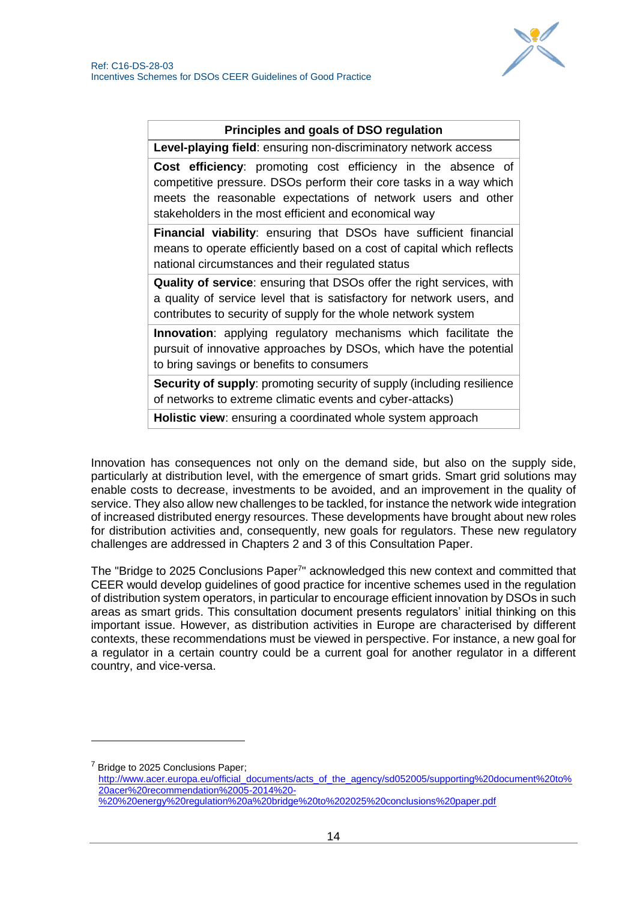| Principles and goals of DSO regulation |
| --- |
| **Level-playing field**: ensuring non-discriminatory network access |
| **Cost efficiency**: promoting cost efficiency in the absence of competitive pressure. DSOs perform their core tasks in a way which meets the reasonable expectations of network users and other stakeholders in the most efficient and economical way |
| **Financial viability**: ensuring that DSOs have sufficient financial means to operate efficiently based on a cost of capital which reflects national circumstances and their regulated status |
| **Quality of service**: ensuring that DSOs offer the right services, with a quality of service level that is satisfactory for network users, and contributes to security of supply for the whole network system |
| **Innovation**: applying regulatory mechanisms which facilitate the pursuit of innovative approaches by DSOs, which have the potential to bring savings or benefits to consumers |
| **Security of supply**: promoting security of supply (including resilience of networks to extreme climatic events and cyber-attacks) |
| **Holistic view**: ensuring a coordinated whole system approach |

Innovation has consequences not only on the demand side, but also on the supply side, particularly at distribution level, with the emergence of smart grids. Smart grid solutions may enable costs to decrease, investments to be avoided, and an improvement in the quality of service. They also allow new challenges to be tackled, for instance the network wide integration of increased distributed energy resources. These developments have brought about new roles for distribution activities and, consequently, new goals for regulators. These new regulatory challenges are addressed in Chapters 2 and 3 of this Consultation Paper.

The "Bridge to 2025 Conclusions Paper[7]" acknowledged this new context and committed that CEER would develop guidelines of good practice for incentive schemes used in the regulation of distribution system operators, in particular to encourage efficient innovation by DSOs in such areas as smart grids. This consultation document presents regulators' initial thinking on this important issue. However, as distribution activities in Europe are characterised by different contexts, these recommendations must be viewed in perspective. For instance, a new goal for a regulator in a certain country could be a current goal for another regulator in a different country, and vice-versa.

[7] Bridge to 2025 Conclusions Paper; http://www.acer.europa.eu/official_documents/acts_of_the_agency/sd052005/supporting%20document%20to%20acer%20recommendation%2005-2014%20-%20%20energy%20regulation%20a%20bridge%20to%202025%20conclusions%20paper.pdf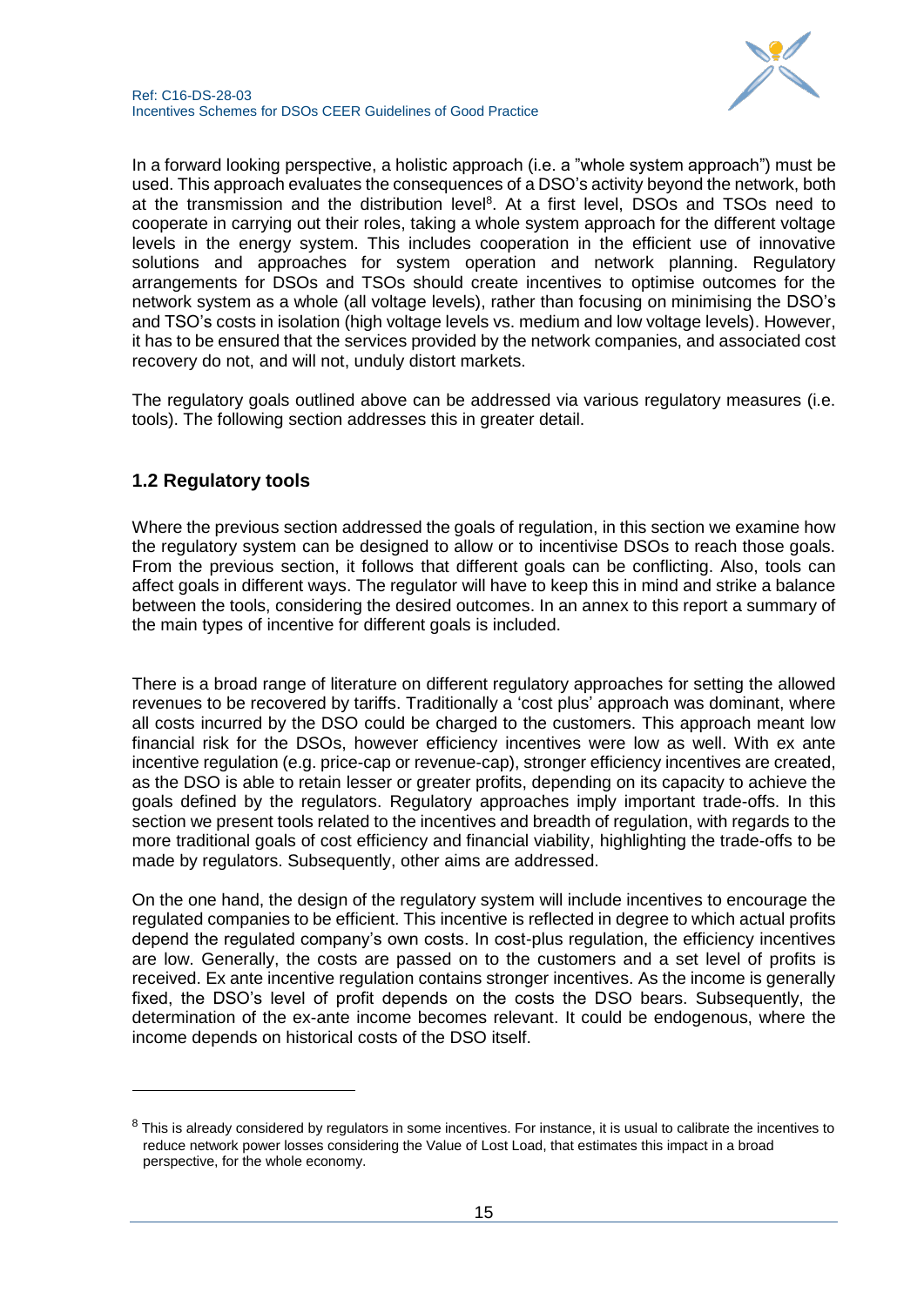In a forward looking perspective, a holistic approach (i.e. a "whole system approach") must be used. This approach evaluates the consequences of a DSO's activity beyond the network, both at the transmission and the distribution level[8]. At a first level, DSOs and TSOs need to cooperate in carrying out their roles, taking a whole system approach for the different voltage levels in the energy system. This includes cooperation in the efficient use of innovative solutions and approaches for system operation and network planning. Regulatory arrangements for DSOs and TSOs should create incentives to optimise outcomes for the network system as a whole (all voltage levels), rather than focusing on minimising the DSO's and TSO's costs in isolation (high voltage levels vs. medium and low voltage levels). However, it has to be ensured that the services provided by the network companies, and associated cost recovery do not, and will not, unduly distort markets.

The regulatory goals outlined above can be addressed via various regulatory measures (i.e. tools). The following section addresses this in greater detail.

## 1.2 Regulatory tools

Where the previous section addressed the goals of regulation, in this section we examine how the regulatory system can be designed to allow or to incentivise DSOs to reach those goals. From the previous section, it follows that different goals can be conflicting. Also, tools can affect goals in different ways. The regulator will have to keep this in mind and strike a balance between the tools, considering the desired outcomes. In an annex to this report a summary of the main types of incentive for different goals is included.

There is a broad range of literature on different regulatory approaches for setting the allowed revenues to be recovered by tariffs. Traditionally a 'cost plus' approach was dominant, where all costs incurred by the DSO could be charged to the customers. This approach meant low financial risk for the DSOs, however efficiency incentives were low as well. With ex ante incentive regulation (e.g. price-cap or revenue-cap), stronger efficiency incentives are created, as the DSO is able to retain lesser or greater profits, depending on its capacity to achieve the goals defined by the regulators. Regulatory approaches imply important trade-offs. In this section we present tools related to the incentives and breadth of regulation, with regards to the more traditional goals of cost efficiency and financial viability, highlighting the trade-offs to be made by regulators. Subsequently, other aims are addressed.

On the one hand, the design of the regulatory system will include incentives to encourage the regulated companies to be efficient. This incentive is reflected in degree to which actual profits depend the regulated company's own costs. In cost-plus regulation, the efficiency incentives are low. Generally, the costs are passed on to the customers and a set level of profits is received. Ex ante incentive regulation contains stronger incentives. As the income is generally fixed, the DSO's level of profit depends on the costs the DSO bears. Subsequently, the determination of the ex-ante income becomes relevant. It could be endogenous, where the income depends on historical costs of the DSO itself.

---

[8] This is already considered by regulators in some incentives. For instance, it is usual to calibrate the incentives to reduce network power losses considering the Value of Lost Load, that estimates this impact in a broad perspective, for the whole economy.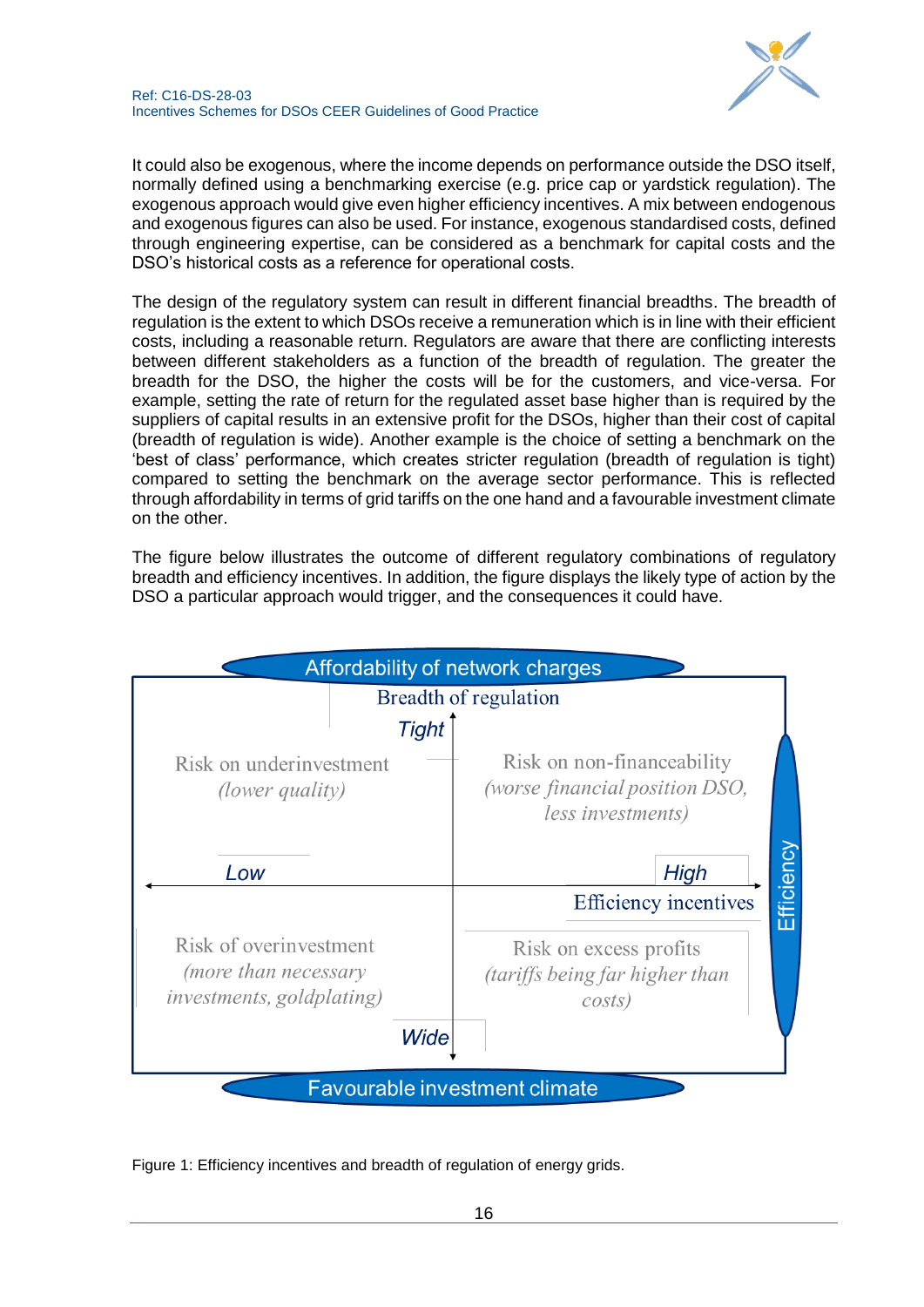It could also be exogenous, where the income depends on performance outside the DSO itself, normally defined using a benchmarking exercise (e.g. price cap or yardstick regulation). The exogenous approach would give even higher efficiency incentives. A mix between endogenous and exogenous figures can also be used. For instance, exogenous standardised costs, defined through engineering expertise, can be considered as a benchmark for capital costs and the DSO's historical costs as a reference for operational costs.

The design of the regulatory system can result in different financial breadths. The breadth of regulation is the extent to which DSOs receive a remuneration which is in line with their efficient costs, including a reasonable return. Regulators are aware that there are conflicting interests between different stakeholders as a function of the breadth of regulation. The greater the breadth for the DSO, the higher the costs will be for the customers, and vice-versa. For example, setting the rate of return for the regulated asset base higher than is required by the suppliers of capital results in an extensive profit for the DSOs, higher than their cost of capital (breadth of regulation is wide). Another example is the choice of setting a benchmark on the 'best of class' performance, which creates stricter regulation (breadth of regulation is tight) compared to setting the benchmark on the average sector performance. This is reflected through affordability in terms of grid tariffs on the one hand and a favourable investment climate on the other.

The figure below illustrates the outcome of different regulatory combinations of regulatory breadth and efficiency incentives. In addition, the figure displays the likely type of action by the DSO a particular approach would trigger, and the consequences it could have.

Affordability of network charges

Breadth of regulation

*Tight*

Risk on underinvestment *(lower quality)*

Risk on non-financeability *(worse financial position DSO, less investments)*

*Low*

*High*

Efficiency incentives

Efficiency

Risk of overinvestment *(more than necessary investments, goldplating)*

Risk on excess profits *(tariffs being far higher than costs)*

*Wide*

Favourable investment climate

Figure 1: Efficiency incentives and breadth of regulation of energy grids.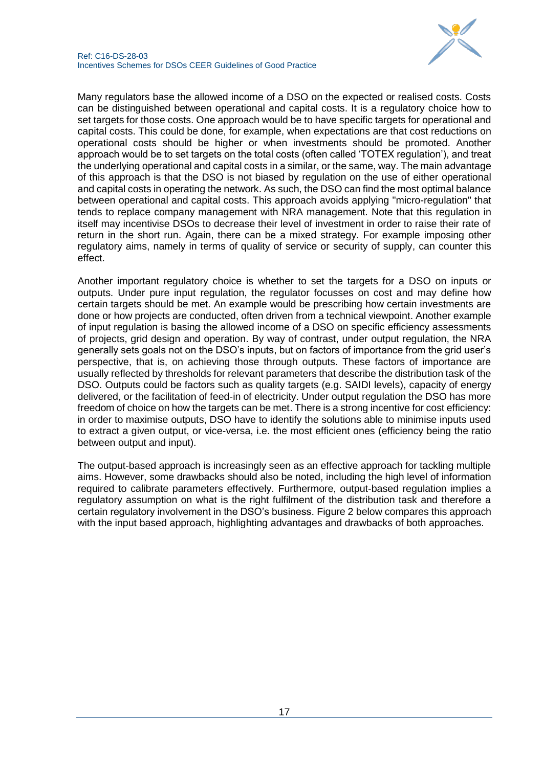Many regulators base the allowed income of a DSO on the expected or realised costs. Costs can be distinguished between operational and capital costs. It is a regulatory choice how to set targets for those costs. One approach would be to have specific targets for operational and capital costs. This could be done, for example, when expectations are that cost reductions on operational costs should be higher or when investments should be promoted. Another approach would be to set targets on the total costs (often called 'TOTEX regulation'), and treat the underlying operational and capital costs in a similar, or the same, way. The main advantage of this approach is that the DSO is not biased by regulation on the use of either operational and capital costs in operating the network. As such, the DSO can find the most optimal balance between operational and capital costs. This approach avoids applying "micro-regulation" that tends to replace company management with NRA management. Note that this regulation in itself may incentivise DSOs to decrease their level of investment in order to raise their rate of return in the short run. Again, there can be a mixed strategy. For example imposing other regulatory aims, namely in terms of quality of service or security of supply, can counter this effect.

Another important regulatory choice is whether to set the targets for a DSO on inputs or outputs. Under pure input regulation, the regulator focusses on cost and may define how certain targets should be met. An example would be prescribing how certain investments are done or how projects are conducted, often driven from a technical viewpoint. Another example of input regulation is basing the allowed income of a DSO on specific efficiency assessments of projects, grid design and operation. By way of contrast, under output regulation, the NRA generally sets goals not on the DSO's inputs, but on factors of importance from the grid user's perspective, that is, on achieving those through outputs. These factors of importance are usually reflected by thresholds for relevant parameters that describe the distribution task of the DSO. Outputs could be factors such as quality targets (e.g. SAIDI levels), capacity of energy delivered, or the facilitation of feed-in of electricity. Under output regulation the DSO has more freedom of choice on how the targets can be met. There is a strong incentive for cost efficiency: in order to maximise outputs, DSO have to identify the solutions able to minimise inputs used to extract a given output, or vice-versa, i.e. the most efficient ones (efficiency being the ratio between output and input).

The output-based approach is increasingly seen as an effective approach for tackling multiple aims. However, some drawbacks should also be noted, including the high level of information required to calibrate parameters effectively. Furthermore, output-based regulation implies a regulatory assumption on what is the right fulfilment of the distribution task and therefore a certain regulatory involvement in the DSO's business. Figure 2 below compares this approach with the input based approach, highlighting advantages and drawbacks of both approaches.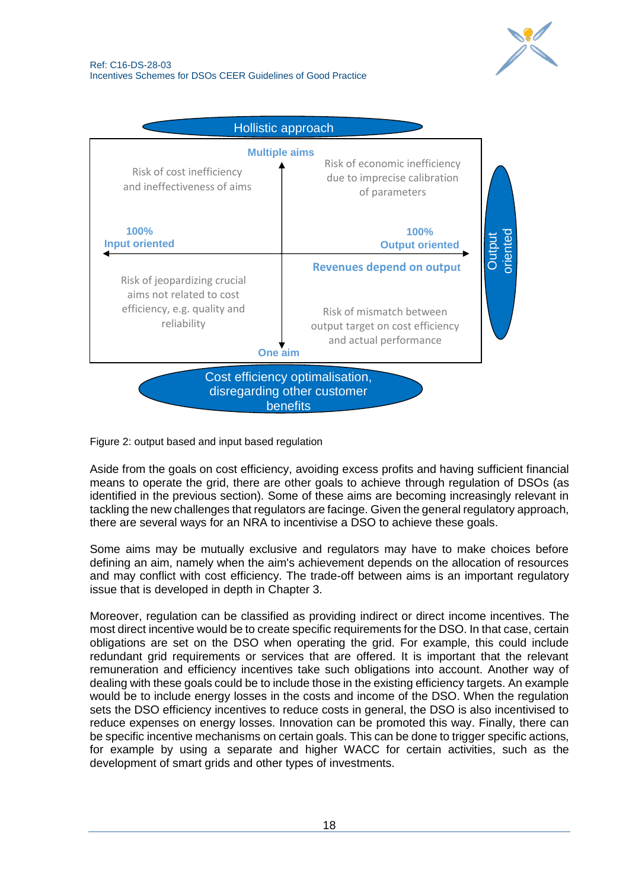Hollistic approach

| Risk of cost inefficiency and ineffectiveness of aims | Multiple aims | Risk of economic inefficiency due to imprecise calibration of parameters |
|---|---|---|
| 100% Input oriented | | 100% Output oriented |
| | | Revenues depend on output |
| Risk of jeopardizing crucial aims not related to cost efficiency, e.g. quality and reliability | One aim | Risk of mismatch between output target on cost efficiency and actual performance |

Output oriented

Cost efficiency optimalisation, disregarding other customer benefits

Figure 2: output based and input based regulation

Aside from the goals on cost efficiency, avoiding excess profits and having sufficient financial means to operate the grid, there are other goals to achieve through regulation of DSOs (as identified in the previous section). Some of these aims are becoming increasingly relevant in tackling the new challenges that regulators are facinge. Given the general regulatory approach, there are several ways for an NRA to incentivise a DSO to achieve these goals.

Some aims may be mutually exclusive and regulators may have to make choices before defining an aim, namely when the aim's achievement depends on the allocation of resources and may conflict with cost efficiency. The trade-off between aims is an important regulatory issue that is developed in depth in Chapter 3.

Moreover, regulation can be classified as providing indirect or direct income incentives. The most direct incentive would be to create specific requirements for the DSO. In that case, certain obligations are set on the DSO when operating the grid. For example, this could include redundant grid requirements or services that are offered. It is important that the relevant remuneration and efficiency incentives take such obligations into account. Another way of dealing with these goals could be to include those in the existing efficiency targets. An example would be to include energy losses in the costs and income of the DSO. When the regulation sets the DSO efficiency incentives to reduce costs in general, the DSO is also incentivised to reduce expenses on energy losses. Innovation can be promoted this way. Finally, there can be specific incentive mechanisms on certain goals. This can be done to trigger specific actions, for example by using a separate and higher WACC for certain activities, such as the development of smart grids and other types of investments.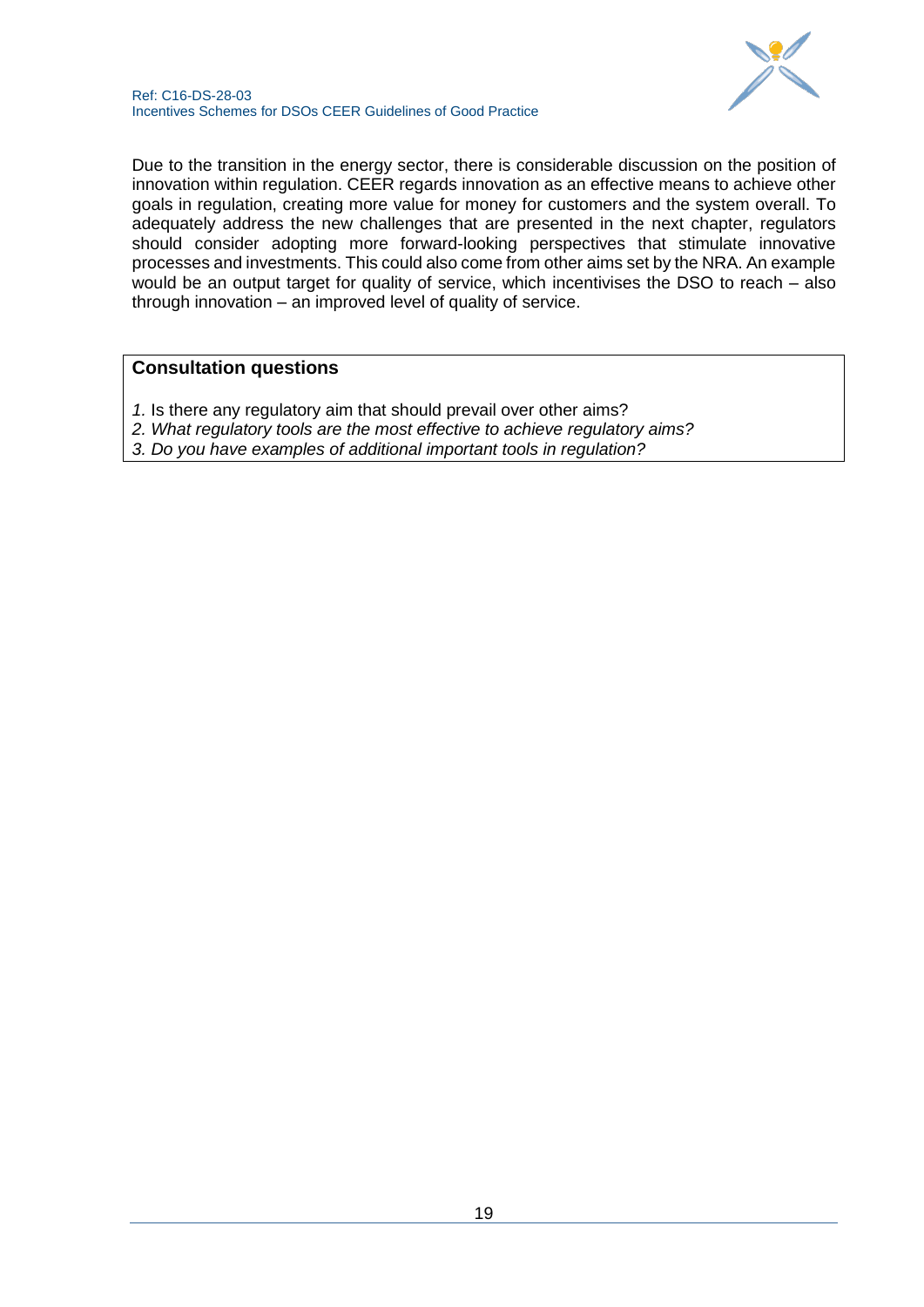Due to the transition in the energy sector, there is considerable discussion on the position of innovation within regulation. CEER regards innovation as an effective means to achieve other goals in regulation, creating more value for money for customers and the system overall. To adequately address the new challenges that are presented in the next chapter, regulators should consider adopting more forward-looking perspectives that stimulate innovative processes and investments. This could also come from other aims set by the NRA. An example would be an output target for quality of service, which incentivises the DSO to reach – also through innovation – an improved level of quality of service.

**Consultation questions**

*1.* Is there any regulatory aim that should prevail over other aims?

*2. What regulatory tools are the most effective to achieve regulatory aims?*

*3. Do you have examples of additional important tools in regulation?*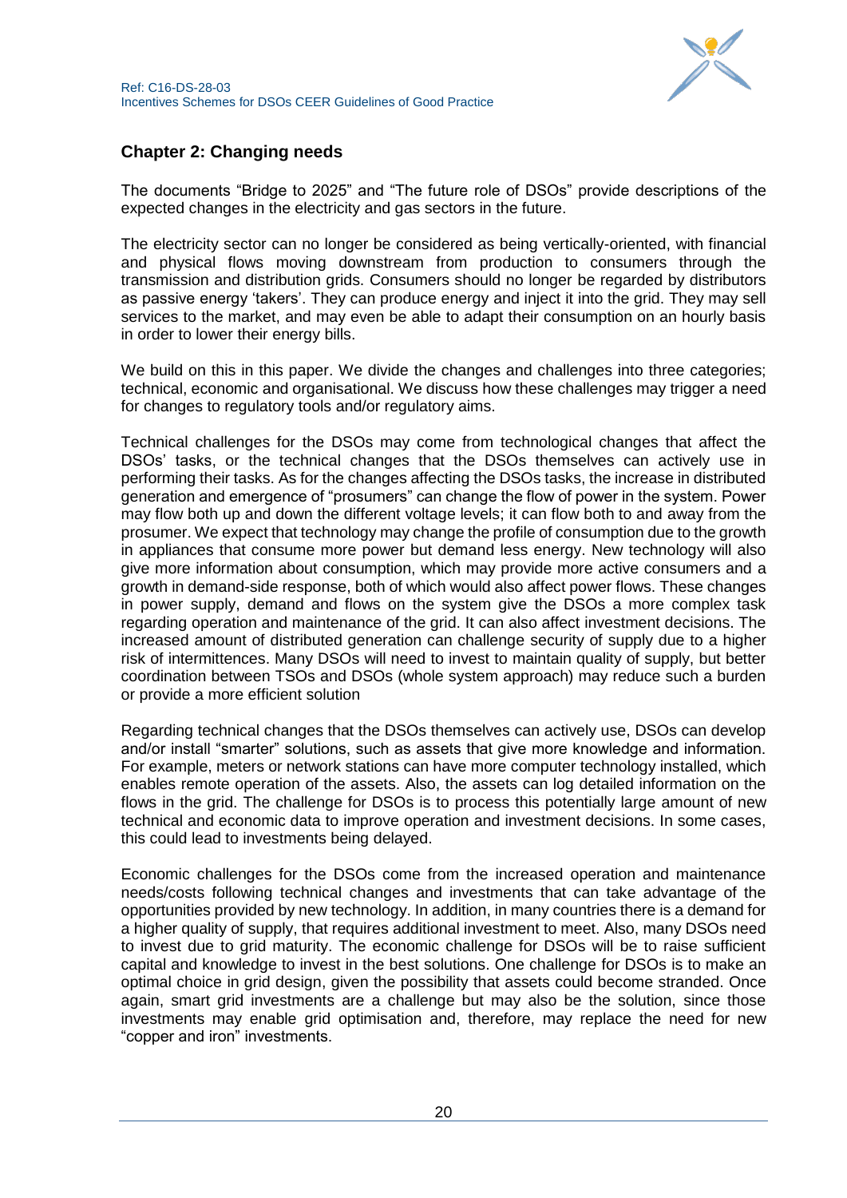## Chapter 2: Changing needs

The documents "Bridge to 2025" and "The future role of DSOs" provide descriptions of the expected changes in the electricity and gas sectors in the future.

The electricity sector can no longer be considered as being vertically-oriented, with financial and physical flows moving downstream from production to consumers through the transmission and distribution grids. Consumers should no longer be regarded by distributors as passive energy 'takers'. They can produce energy and inject it into the grid. They may sell services to the market, and may even be able to adapt their consumption on an hourly basis in order to lower their energy bills.

We build on this in this paper. We divide the changes and challenges into three categories; technical, economic and organisational. We discuss how these challenges may trigger a need for changes to regulatory tools and/or regulatory aims.

Technical challenges for the DSOs may come from technological changes that affect the DSOs' tasks, or the technical changes that the DSOs themselves can actively use in performing their tasks. As for the changes affecting the DSOs tasks, the increase in distributed generation and emergence of "prosumers" can change the flow of power in the system. Power may flow both up and down the different voltage levels; it can flow both to and away from the prosumer. We expect that technology may change the profile of consumption due to the growth in appliances that consume more power but demand less energy. New technology will also give more information about consumption, which may provide more active consumers and a growth in demand-side response, both of which would also affect power flows. These changes in power supply, demand and flows on the system give the DSOs a more complex task regarding operation and maintenance of the grid. It can also affect investment decisions. The increased amount of distributed generation can challenge security of supply due to a higher risk of intermittences. Many DSOs will need to invest to maintain quality of supply, but better coordination between TSOs and DSOs (whole system approach) may reduce such a burden or provide a more efficient solution

Regarding technical changes that the DSOs themselves can actively use, DSOs can develop and/or install "smarter" solutions, such as assets that give more knowledge and information. For example, meters or network stations can have more computer technology installed, which enables remote operation of the assets. Also, the assets can log detailed information on the flows in the grid. The challenge for DSOs is to process this potentially large amount of new technical and economic data to improve operation and investment decisions. In some cases, this could lead to investments being delayed.

Economic challenges for the DSOs come from the increased operation and maintenance needs/costs following technical changes and investments that can take advantage of the opportunities provided by new technology. In addition, in many countries there is a demand for a higher quality of supply, that requires additional investment to meet. Also, many DSOs need to invest due to grid maturity. The economic challenge for DSOs will be to raise sufficient capital and knowledge to invest in the best solutions. One challenge for DSOs is to make an optimal choice in grid design, given the possibility that assets could become stranded. Once again, smart grid investments are a challenge but may also be the solution, since those investments may enable grid optimisation and, therefore, may replace the need for new "copper and iron" investments.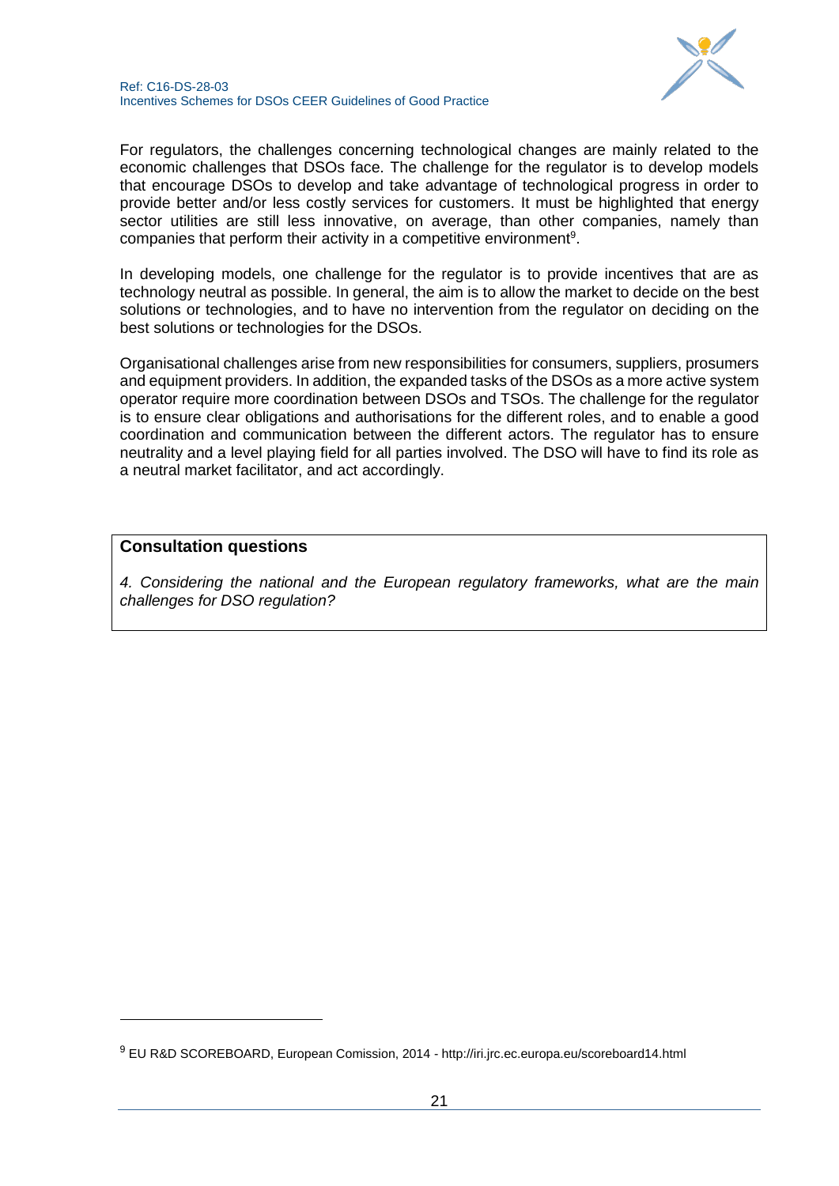For regulators, the challenges concerning technological changes are mainly related to the economic challenges that DSOs face. The challenge for the regulator is to develop models that encourage DSOs to develop and take advantage of technological progress in order to provide better and/or less costly services for customers. It must be highlighted that energy sector utilities are still less innovative, on average, than other companies, namely than companies that perform their activity in a competitive environment[9].

In developing models, one challenge for the regulator is to provide incentives that are as technology neutral as possible. In general, the aim is to allow the market to decide on the best solutions or technologies, and to have no intervention from the regulator on deciding on the best solutions or technologies for the DSOs.

Organisational challenges arise from new responsibilities for consumers, suppliers, prosumers and equipment providers. In addition, the expanded tasks of the DSOs as a more active system operator require more coordination between DSOs and TSOs. The challenge for the regulator is to ensure clear obligations and authorisations for the different roles, and to enable a good coordination and communication between the different actors. The regulator has to ensure neutrality and a level playing field for all parties involved. The DSO will have to find its role as a neutral market facilitator, and act accordingly.

**Consultation questions**

*4. Considering the national and the European regulatory frameworks, what are the main challenges for DSO regulation?*

[9] EU R&D SCOREBOARD, European Comission, 2014 - http://iri.jrc.ec.europa.eu/scoreboard14.html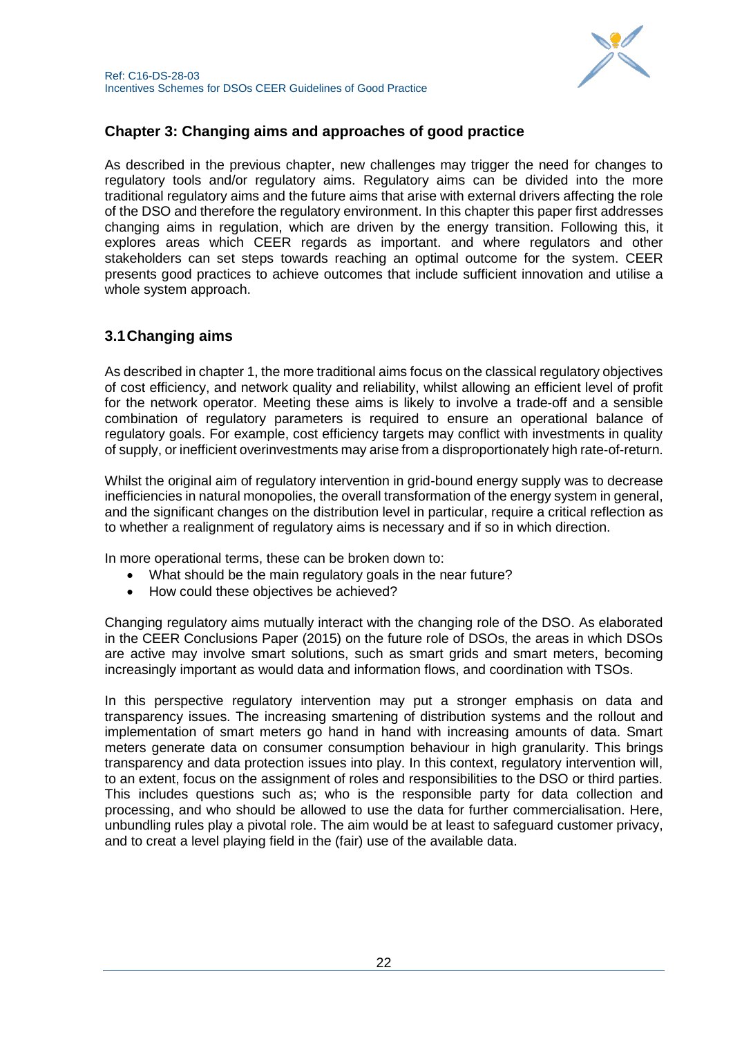## Chapter 3: Changing aims and approaches of good practice

As described in the previous chapter, new challenges may trigger the need for changes to regulatory tools and/or regulatory aims. Regulatory aims can be divided into the more traditional regulatory aims and the future aims that arise with external drivers affecting the role of the DSO and therefore the regulatory environment. In this chapter this paper first addresses changing aims in regulation, which are driven by the energy transition. Following this, it explores areas which CEER regards as important. and where regulators and other stakeholders can set steps towards reaching an optimal outcome for the system. CEER presents good practices to achieve outcomes that include sufficient innovation and utilise a whole system approach.

### 3.1 Changing aims

As described in chapter 1, the more traditional aims focus on the classical regulatory objectives of cost efficiency, and network quality and reliability, whilst allowing an efficient level of profit for the network operator. Meeting these aims is likely to involve a trade-off and a sensible combination of regulatory parameters is required to ensure an operational balance of regulatory goals. For example, cost efficiency targets may conflict with investments in quality of supply, or inefficient overinvestments may arise from a disproportionately high rate-of-return.

Whilst the original aim of regulatory intervention in grid-bound energy supply was to decrease inefficiencies in natural monopolies, the overall transformation of the energy system in general, and the significant changes on the distribution level in particular, require a critical reflection as to whether a realignment of regulatory aims is necessary and if so in which direction.

In more operational terms, these can be broken down to:

- What should be the main regulatory goals in the near future?
- How could these objectives be achieved?

Changing regulatory aims mutually interact with the changing role of the DSO. As elaborated in the CEER Conclusions Paper (2015) on the future role of DSOs, the areas in which DSOs are active may involve smart solutions, such as smart grids and smart meters, becoming increasingly important as would data and information flows, and coordination with TSOs.

In this perspective regulatory intervention may put a stronger emphasis on data and transparency issues. The increasing smartening of distribution systems and the rollout and implementation of smart meters go hand in hand with increasing amounts of data. Smart meters generate data on consumer consumption behaviour in high granularity. This brings transparency and data protection issues into play. In this context, regulatory intervention will, to an extent, focus on the assignment of roles and responsibilities to the DSO or third parties. This includes questions such as; who is the responsible party for data collection and processing, and who should be allowed to use the data for further commercialisation. Here, unbundling rules play a pivotal role. The aim would be at least to safeguard customer privacy, and to creat a level playing field in the (fair) use of the available data.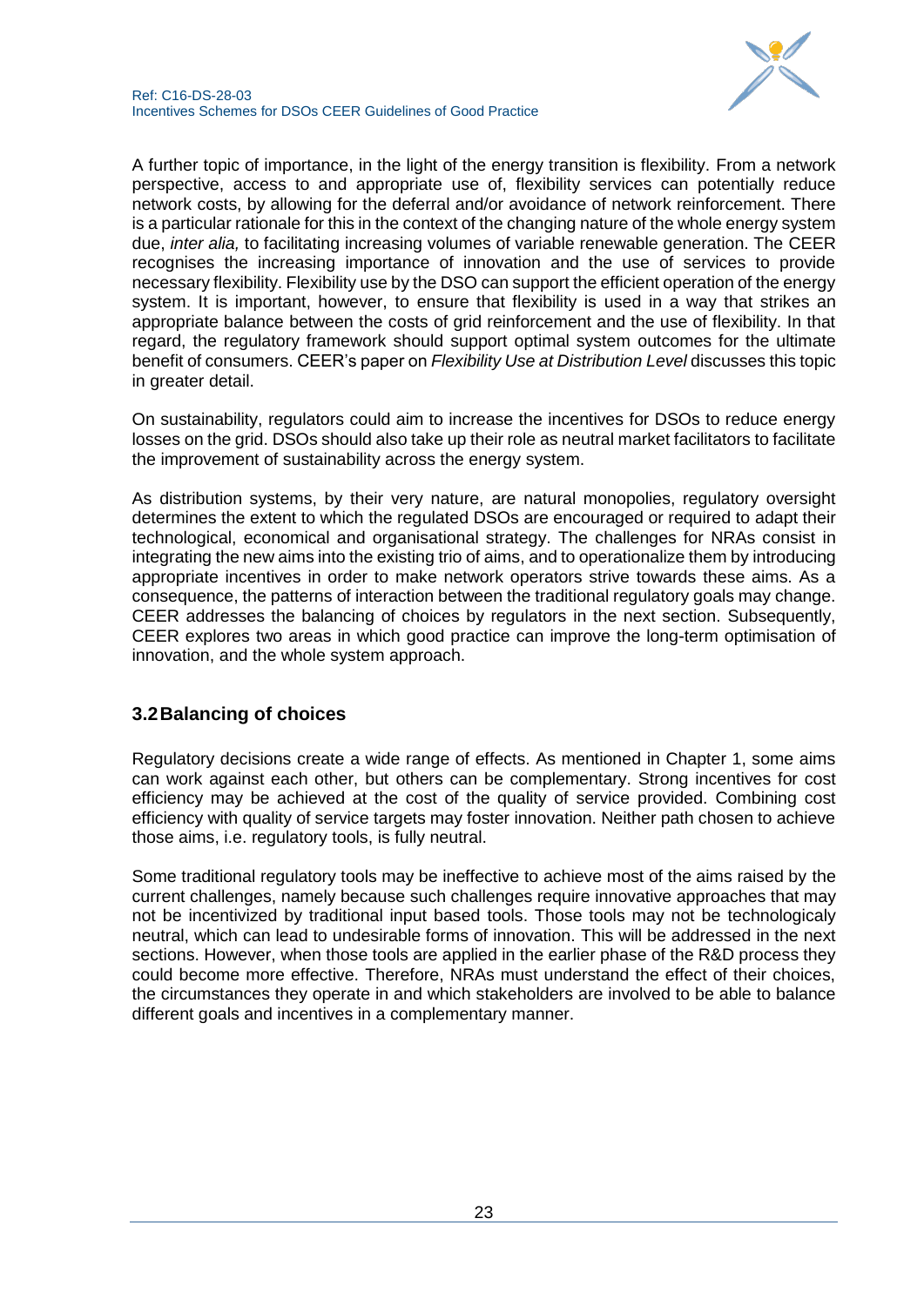A further topic of importance, in the light of the energy transition is flexibility. From a network perspective, access to and appropriate use of, flexibility services can potentially reduce network costs, by allowing for the deferral and/or avoidance of network reinforcement. There is a particular rationale for this in the context of the changing nature of the whole energy system due, *inter alia,* to facilitating increasing volumes of variable renewable generation. The CEER recognises the increasing importance of innovation and the use of services to provide necessary flexibility. Flexibility use by the DSO can support the efficient operation of the energy system. It is important, however, to ensure that flexibility is used in a way that strikes an appropriate balance between the costs of grid reinforcement and the use of flexibility. In that regard, the regulatory framework should support optimal system outcomes for the ultimate benefit of consumers. CEER's paper on *Flexibility Use at Distribution Level* discusses this topic in greater detail.

On sustainability, regulators could aim to increase the incentives for DSOs to reduce energy losses on the grid. DSOs should also take up their role as neutral market facilitators to facilitate the improvement of sustainability across the energy system.

As distribution systems, by their very nature, are natural monopolies, regulatory oversight determines the extent to which the regulated DSOs are encouraged or required to adapt their technological, economical and organisational strategy. The challenges for NRAs consist in integrating the new aims into the existing trio of aims, and to operationalize them by introducing appropriate incentives in order to make network operators strive towards these aims. As a consequence, the patterns of interaction between the traditional regulatory goals may change. CEER addresses the balancing of choices by regulators in the next section. Subsequently, CEER explores two areas in which good practice can improve the long-term optimisation of innovation, and the whole system approach.

## 3.2 Balancing of choices

Regulatory decisions create a wide range of effects. As mentioned in Chapter 1, some aims can work against each other, but others can be complementary. Strong incentives for cost efficiency may be achieved at the cost of the quality of service provided. Combining cost efficiency with quality of service targets may foster innovation. Neither path chosen to achieve those aims, i.e. regulatory tools, is fully neutral.

Some traditional regulatory tools may be ineffective to achieve most of the aims raised by the current challenges, namely because such challenges require innovative approaches that may not be incentivized by traditional input based tools. Those tools may not be technologicaly neutral, which can lead to undesirable forms of innovation. This will be addressed in the next sections. However, when those tools are applied in the earlier phase of the R&D process they could become more effective. Therefore, NRAs must understand the effect of their choices, the circumstances they operate in and which stakeholders are involved to be able to balance different goals and incentives in a complementary manner.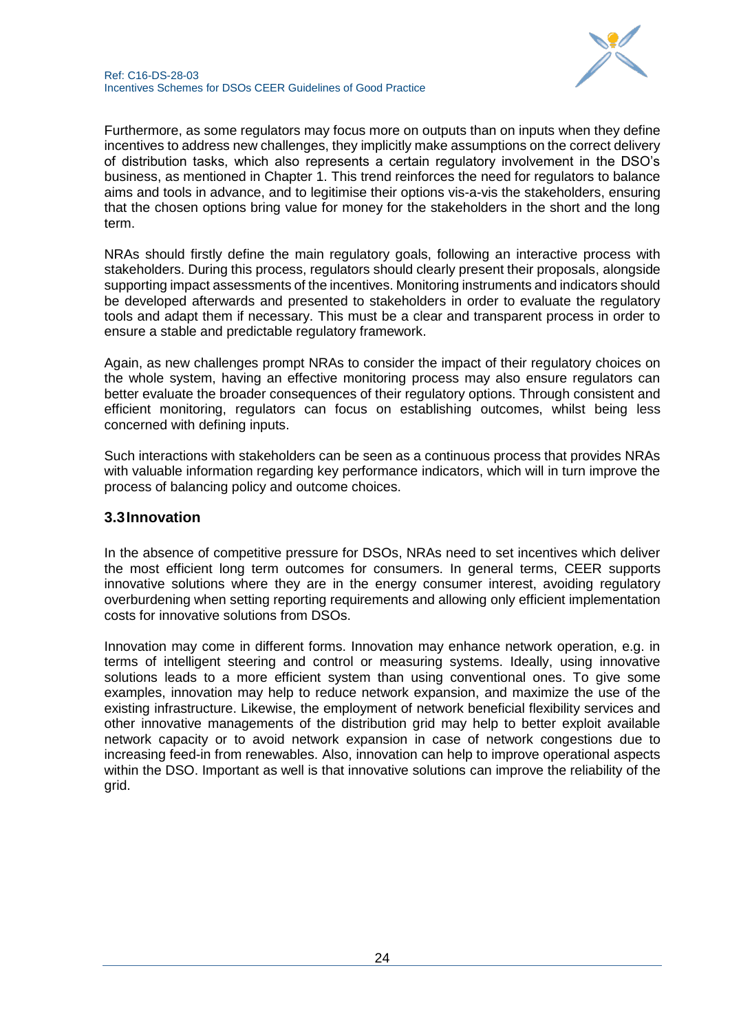Furthermore, as some regulators may focus more on outputs than on inputs when they define incentives to address new challenges, they implicitly make assumptions on the correct delivery of distribution tasks, which also represents a certain regulatory involvement in the DSO's business, as mentioned in Chapter 1. This trend reinforces the need for regulators to balance aims and tools in advance, and to legitimise their options vis-a-vis the stakeholders, ensuring that the chosen options bring value for money for the stakeholders in the short and the long term.

NRAs should firstly define the main regulatory goals, following an interactive process with stakeholders. During this process, regulators should clearly present their proposals, alongside supporting impact assessments of the incentives. Monitoring instruments and indicators should be developed afterwards and presented to stakeholders in order to evaluate the regulatory tools and adapt them if necessary. This must be a clear and transparent process in order to ensure a stable and predictable regulatory framework.

Again, as new challenges prompt NRAs to consider the impact of their regulatory choices on the whole system, having an effective monitoring process may also ensure regulators can better evaluate the broader consequences of their regulatory options. Through consistent and efficient monitoring, regulators can focus on establishing outcomes, whilst being less concerned with defining inputs.

Such interactions with stakeholders can be seen as a continuous process that provides NRAs with valuable information regarding key performance indicators, which will in turn improve the process of balancing policy and outcome choices.

## 3.3 Innovation

In the absence of competitive pressure for DSOs, NRAs need to set incentives which deliver the most efficient long term outcomes for consumers. In general terms, CEER supports innovative solutions where they are in the energy consumer interest, avoiding regulatory overburdening when setting reporting requirements and allowing only efficient implementation costs for innovative solutions from DSOs.

Innovation may come in different forms. Innovation may enhance network operation, e.g. in terms of intelligent steering and control or measuring systems. Ideally, using innovative solutions leads to a more efficient system than using conventional ones. To give some examples, innovation may help to reduce network expansion, and maximize the use of the existing infrastructure. Likewise, the employment of network beneficial flexibility services and other innovative managements of the distribution grid may help to better exploit available network capacity or to avoid network expansion in case of network congestions due to increasing feed-in from renewables. Also, innovation can help to improve operational aspects within the DSO. Important as well is that innovative solutions can improve the reliability of the grid.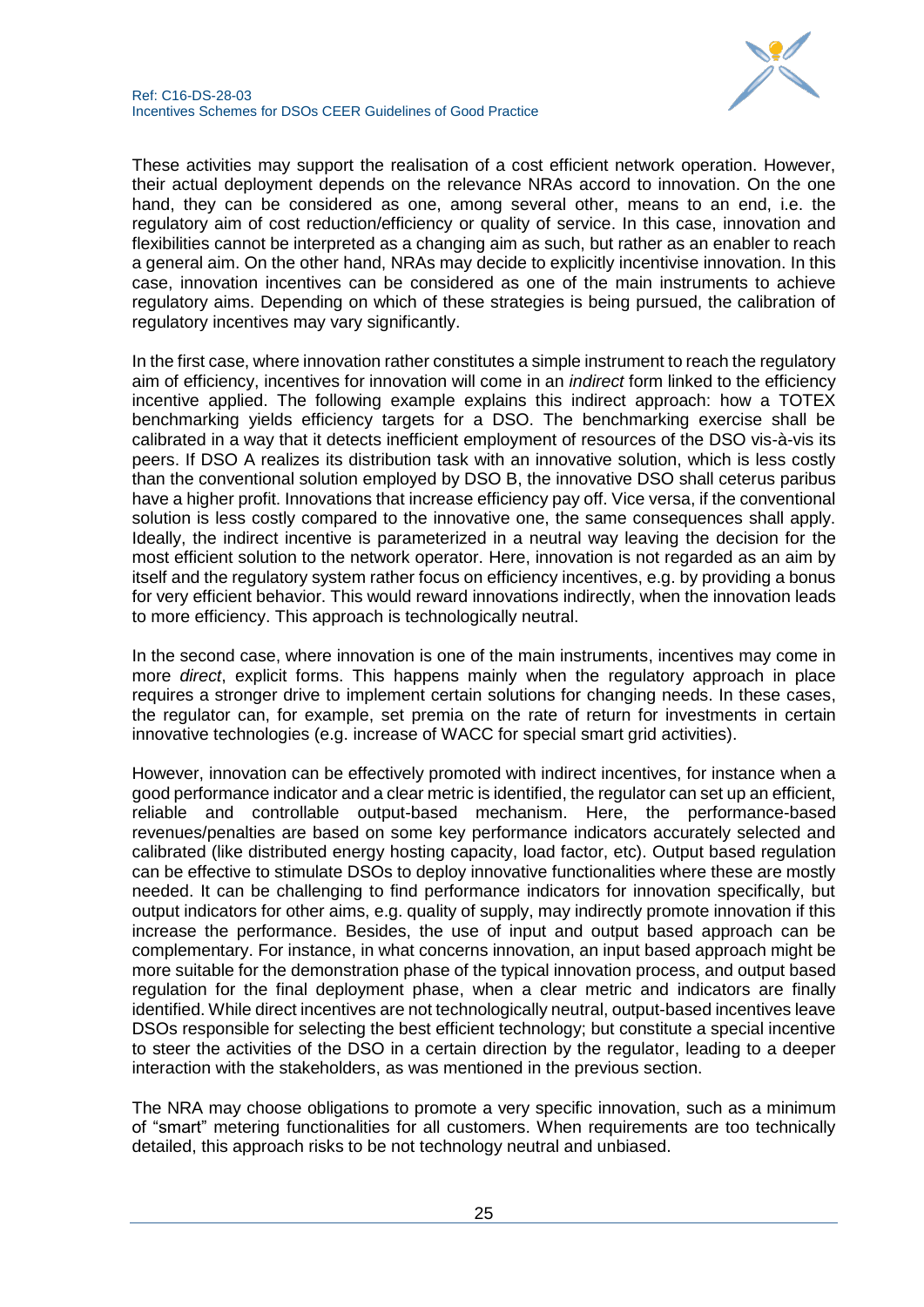These activities may support the realisation of a cost efficient network operation. However, their actual deployment depends on the relevance NRAs accord to innovation. On the one hand, they can be considered as one, among several other, means to an end, i.e. the regulatory aim of cost reduction/efficiency or quality of service. In this case, innovation and flexibilities cannot be interpreted as a changing aim as such, but rather as an enabler to reach a general aim. On the other hand, NRAs may decide to explicitly incentivise innovation. In this case, innovation incentives can be considered as one of the main instruments to achieve regulatory aims. Depending on which of these strategies is being pursued, the calibration of regulatory incentives may vary significantly.

In the first case, where innovation rather constitutes a simple instrument to reach the regulatory aim of efficiency, incentives for innovation will come in an *indirect* form linked to the efficiency incentive applied. The following example explains this indirect approach: how a TOTEX benchmarking yields efficiency targets for a DSO. The benchmarking exercise shall be calibrated in a way that it detects inefficient employment of resources of the DSO vis-à-vis its peers. If DSO A realizes its distribution task with an innovative solution, which is less costly than the conventional solution employed by DSO B, the innovative DSO shall ceterus paribus have a higher profit. Innovations that increase efficiency pay off. Vice versa, if the conventional solution is less costly compared to the innovative one, the same consequences shall apply. Ideally, the indirect incentive is parameterized in a neutral way leaving the decision for the most efficient solution to the network operator. Here, innovation is not regarded as an aim by itself and the regulatory system rather focus on efficiency incentives, e.g. by providing a bonus for very efficient behavior. This would reward innovations indirectly, when the innovation leads to more efficiency. This approach is technologically neutral.

In the second case, where innovation is one of the main instruments, incentives may come in more *direct*, explicit forms. This happens mainly when the regulatory approach in place requires a stronger drive to implement certain solutions for changing needs. In these cases, the regulator can, for example, set premia on the rate of return for investments in certain innovative technologies (e.g. increase of WACC for special smart grid activities).

However, innovation can be effectively promoted with indirect incentives, for instance when a good performance indicator and a clear metric is identified, the regulator can set up an efficient, reliable and controllable output-based mechanism. Here, the performance-based revenues/penalties are based on some key performance indicators accurately selected and calibrated (like distributed energy hosting capacity, load factor, etc). Output based regulation can be effective to stimulate DSOs to deploy innovative functionalities where these are mostly needed. It can be challenging to find performance indicators for innovation specifically, but output indicators for other aims, e.g. quality of supply, may indirectly promote innovation if this increase the performance. Besides, the use of input and output based approach can be complementary. For instance, in what concerns innovation, an input based approach might be more suitable for the demonstration phase of the typical innovation process, and output based regulation for the final deployment phase, when a clear metric and indicators are finally identified. While direct incentives are not technologically neutral, output-based incentives leave DSOs responsible for selecting the best efficient technology; but constitute a special incentive to steer the activities of the DSO in a certain direction by the regulator, leading to a deeper interaction with the stakeholders, as was mentioned in the previous section.

The NRA may choose obligations to promote a very specific innovation, such as a minimum of "smart" metering functionalities for all customers. When requirements are too technically detailed, this approach risks to be not technology neutral and unbiased.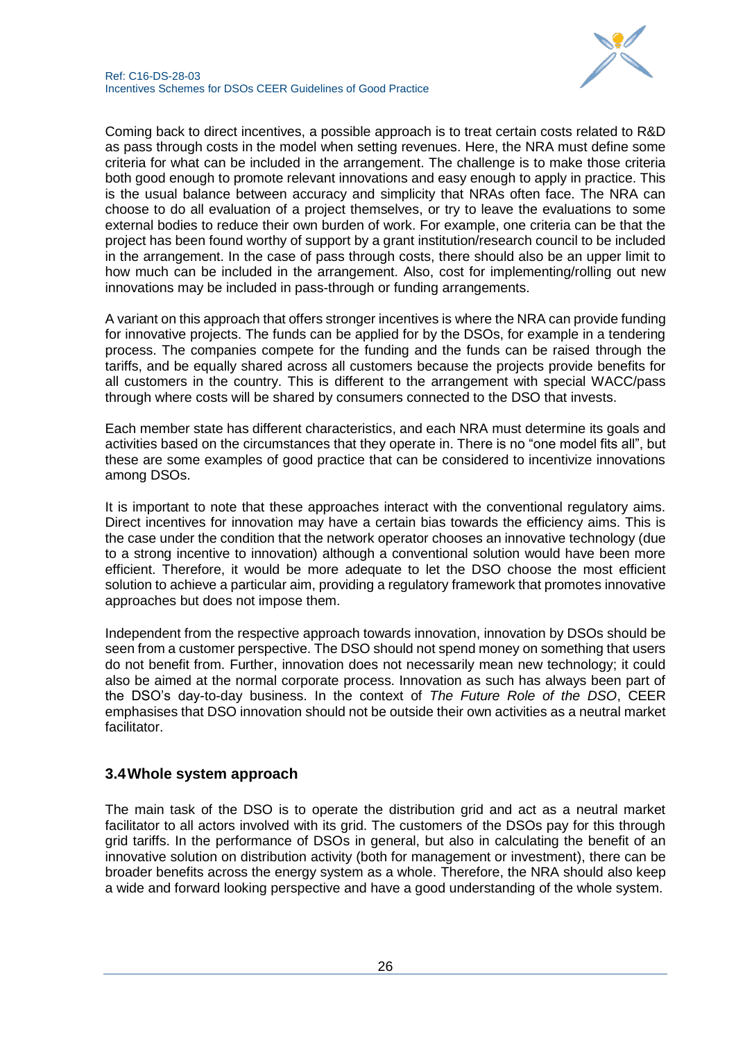Coming back to direct incentives, a possible approach is to treat certain costs related to R&D as pass through costs in the model when setting revenues. Here, the NRA must define some criteria for what can be included in the arrangement. The challenge is to make those criteria both good enough to promote relevant innovations and easy enough to apply in practice. This is the usual balance between accuracy and simplicity that NRAs often face. The NRA can choose to do all evaluation of a project themselves, or try to leave the evaluations to some external bodies to reduce their own burden of work. For example, one criteria can be that the project has been found worthy of support by a grant institution/research council to be included in the arrangement. In the case of pass through costs, there should also be an upper limit to how much can be included in the arrangement. Also, cost for implementing/rolling out new innovations may be included in pass-through or funding arrangements.

A variant on this approach that offers stronger incentives is where the NRA can provide funding for innovative projects. The funds can be applied for by the DSOs, for example in a tendering process. The companies compete for the funding and the funds can be raised through the tariffs, and be equally shared across all customers because the projects provide benefits for all customers in the country. This is different to the arrangement with special WACC/pass through where costs will be shared by consumers connected to the DSO that invests.

Each member state has different characteristics, and each NRA must determine its goals and activities based on the circumstances that they operate in. There is no "one model fits all", but these are some examples of good practice that can be considered to incentivize innovations among DSOs.

It is important to note that these approaches interact with the conventional regulatory aims. Direct incentives for innovation may have a certain bias towards the efficiency aims. This is the case under the condition that the network operator chooses an innovative technology (due to a strong incentive to innovation) although a conventional solution would have been more efficient. Therefore, it would be more adequate to let the DSO choose the most efficient solution to achieve a particular aim, providing a regulatory framework that promotes innovative approaches but does not impose them.

Independent from the respective approach towards innovation, innovation by DSOs should be seen from a customer perspective. The DSO should not spend money on something that users do not benefit from. Further, innovation does not necessarily mean new technology; it could also be aimed at the normal corporate process. Innovation as such has always been part of the DSO's day-to-day business. In the context of *The Future Role of the DSO*, CEER emphasises that DSO innovation should not be outside their own activities as a neutral market facilitator.

### 3.4 Whole system approach

The main task of the DSO is to operate the distribution grid and act as a neutral market facilitator to all actors involved with its grid. The customers of the DSOs pay for this through grid tariffs. In the performance of DSOs in general, but also in calculating the benefit of an innovative solution on distribution activity (both for management or investment), there can be broader benefits across the energy system as a whole. Therefore, the NRA should also keep a wide and forward looking perspective and have a good understanding of the whole system.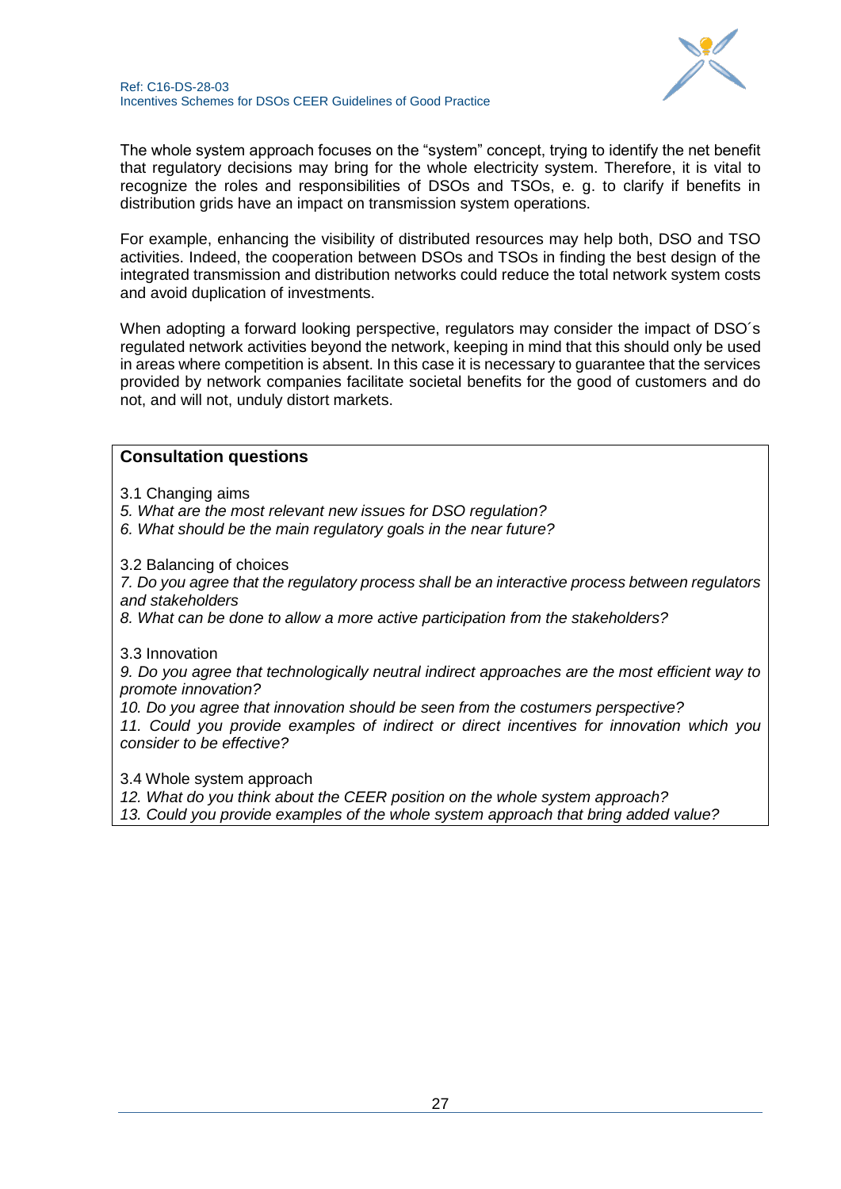The whole system approach focuses on the “system” concept, trying to identify the net benefit that regulatory decisions may bring for the whole electricity system. Therefore, it is vital to recognize the roles and responsibilities of DSOs and TSOs, e. g. to clarify if benefits in distribution grids have an impact on transmission system operations.

For example, enhancing the visibility of distributed resources may help both, DSO and TSO activities. Indeed, the cooperation between DSOs and TSOs in finding the best design of the integrated transmission and distribution networks could reduce the total network system costs and avoid duplication of investments.

When adopting a forward looking perspective, regulators may consider the impact of DSO´s regulated network activities beyond the network, keeping in mind that this should only be used in areas where competition is absent. In this case it is necessary to guarantee that the services provided by network companies facilitate societal benefits for the good of customers and do not, and will not, unduly distort markets.

**Consultation questions**

3.1 Changing aims

*5. What are the most relevant new issues for DSO regulation?*

*6. What should be the main regulatory goals in the near future?*

3.2 Balancing of choices

*7. Do you agree that the regulatory process shall be an interactive process between regulators and stakeholders*

*8. What can be done to allow a more active participation from the stakeholders?*

3.3 Innovation

*9. Do you agree that technologically neutral indirect approaches are the most efficient way to promote innovation?*

*10. Do you agree that innovation should be seen from the costumers perspective?*

*11. Could you provide examples of indirect or direct incentives for innovation which you consider to be effective?*

3.4 Whole system approach

*12. What do you think about the CEER position on the whole system approach?*

*13. Could you provide examples of the whole system approach that bring added value?*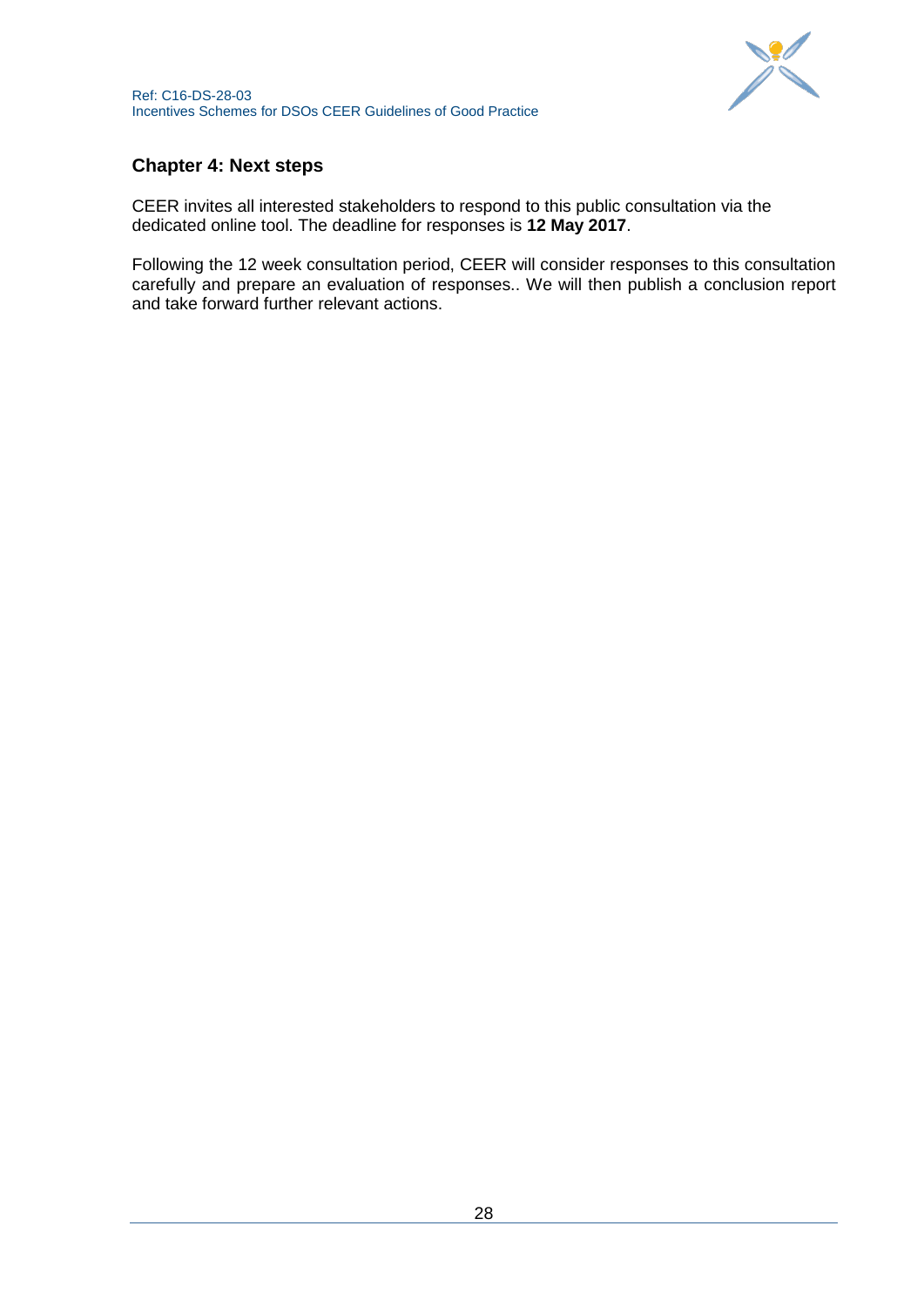## Chapter 4: Next steps

CEER invites all interested stakeholders to respond to this public consultation via the dedicated online tool. The deadline for responses is **12 May 2017**.

Following the 12 week consultation period, CEER will consider responses to this consultation carefully and prepare an evaluation of responses.. We will then publish a conclusion report and take forward further relevant actions.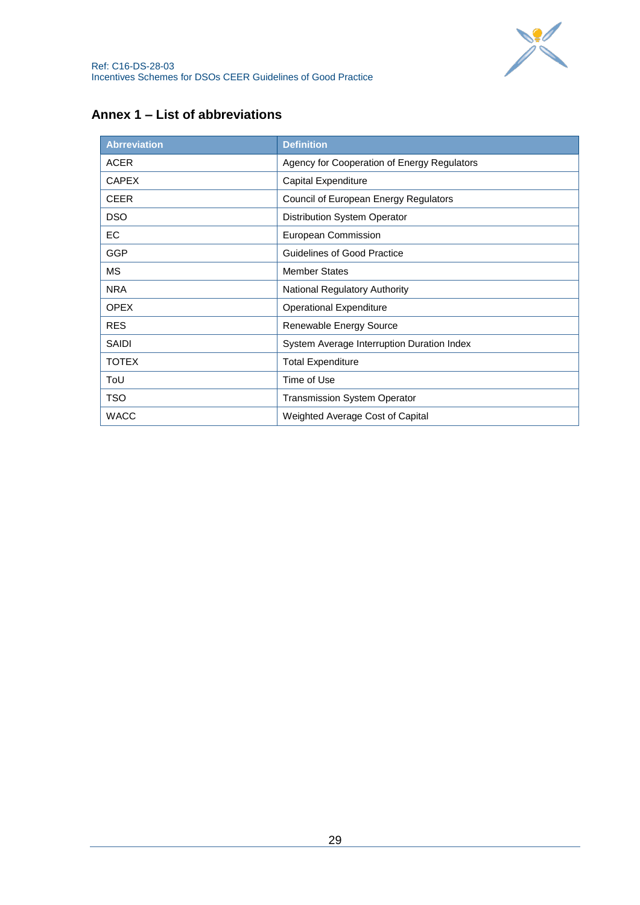## Annex 1 – List of abbreviations

| Abrreviation | Definition |
|---|---|
| ACER | Agency for Cooperation of Energy Regulators |
| CAPEX | Capital Expenditure |
| CEER | Council of European Energy Regulators |
| DSO | Distribution System Operator |
| EC | European Commission |
| GGP | Guidelines of Good Practice |
| MS | Member States |
| NRA | National Regulatory Authority |
| OPEX | Operational Expenditure |
| RES | Renewable Energy Source |
| SAIDI | System Average Interruption Duration Index |
| TOTEX | Total Expenditure |
| ToU | Time of Use |
| TSO | Transmission System Operator |
| WACC | Weighted Average Cost of Capital |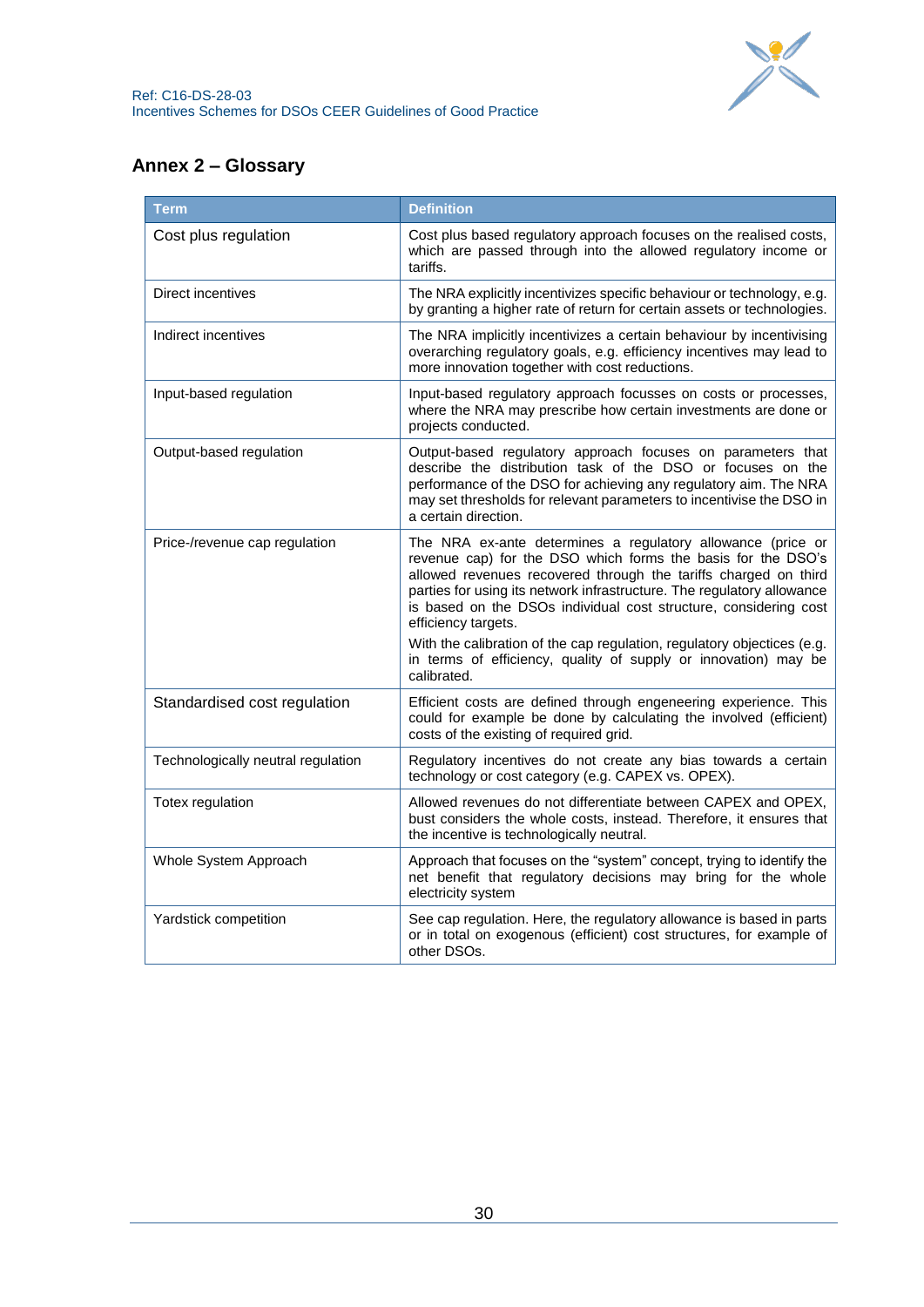## Annex 2 – Glossary

| Term | Definition |
| --- | --- |
| Cost plus regulation | Cost plus based regulatory approach focuses on the realised costs, which are passed through into the allowed regulatory income or tariffs. |
| Direct incentives | The NRA explicitly incentivizes specific behaviour or technology, e.g. by granting a higher rate of return for certain assets or technologies. |
| Indirect incentives | The NRA implicitly incentivizes a certain behaviour by incentivising overarching regulatory goals, e.g. efficiency incentives may lead to more innovation together with cost reductions. |
| Input-based regulation | Input-based regulatory approach focusses on costs or processes, where the NRA may prescribe how certain investments are done or projects conducted. |
| Output-based regulation | Output-based regulatory approach focuses on parameters that describe the distribution task of the DSO or focuses on the performance of the DSO for achieving any regulatory aim. The NRA may set thresholds for relevant parameters to incentivise the DSO in a certain direction. |
| Price-/revenue cap regulation | The NRA ex-ante determines a regulatory allowance (price or revenue cap) for the DSO which forms the basis for the DSO's allowed revenues recovered through the tariffs charged on third parties for using its network infrastructure. The regulatory allowance is based on the DSOs individual cost structure, considering cost efficiency targets.<br><br>With the calibration of the cap regulation, regulatory objecctives (e.g. in terms of efficiency, quality of supply or innovation) may be calibrated. |
| Standardised cost regulation | Efficient costs are defined through engeneering experience. This could for example be done by calculating the involved (efficient) costs of the existing of required grid. |
| Technologically neutral regulation | Regulatory incentives do not create any bias towards a certain technology or cost category (e.g. CAPEX vs. OPEX). |
| Totex regulation | Allowed revenues do not differentiate between CAPEX and OPEX, bust considers the whole costs, instead. Therefore, it ensures that the incentive is technologically neutral. |
| Whole System Approach | Approach that focuses on the "system" concept, trying to identify the net benefit that regulatory decisions may bring for the whole electricity system |
| Yardstick competition | See cap regulation. Here, the regulatory allowance is based in parts or in total on exogenous (efficient) cost structures, for example of other DSOs. |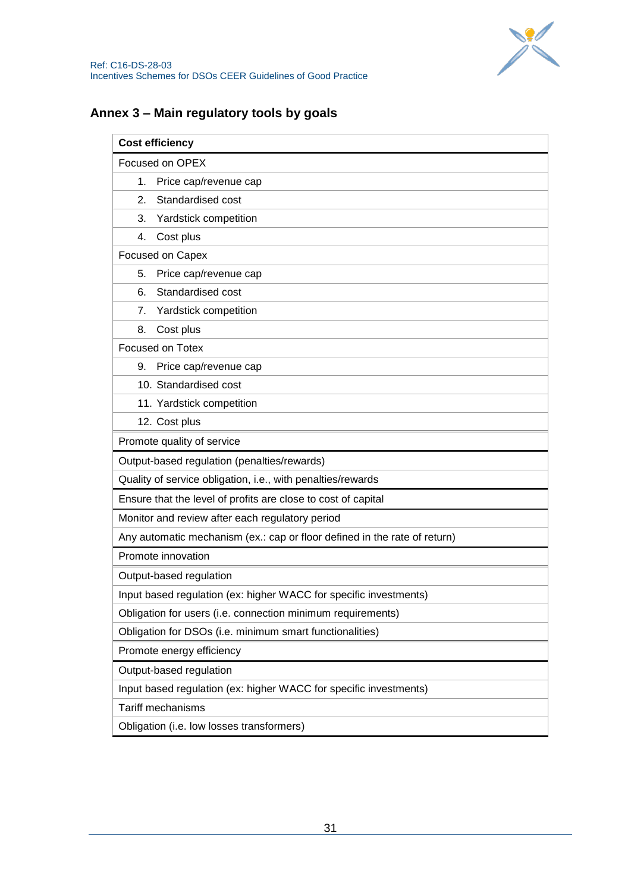## Annex 3 – Main regulatory tools by goals

| **Cost efficiency** |
|---|
| Focused on OPEX |
| 1. Price cap/revenue cap |
| 2. Standardised cost |
| 3. Yardstick competition |
| 4. Cost plus |
| Focused on Capex |
| 5. Price cap/revenue cap |
| 6. Standardised cost |
| 7. Yardstick competition |
| 8. Cost plus |
| Focused on Totex |
| 9. Price cap/revenue cap |
| 10. Standardised cost |
| 11. Yardstick competition |
| 12. Cost plus |

| Promote quality of service |
|---|
| Output-based regulation (penalties/rewards) |
| Quality of service obligation, i.e., with penalties/rewards |

| Ensure that the level of profits are close to cost of capital |
|---|
| Monitor and review after each regulatory period |
| Any automatic mechanism (ex.: cap or floor defined in the rate of return) |

| Promote innovation |
|---|
| Output-based regulation |
| Input based regulation (ex: higher WACC for specific investments) |
| Obligation for users (i.e. connection minimum requirements) |
| Obligation for DSOs (i.e. minimum smart functionalities) |

| Promote energy efficiency |
|---|
| Output-based regulation |
| Input based regulation (ex: higher WACC for specific investments) |
| Tariff mechanisms |
| Obligation (i.e. low losses transformers) |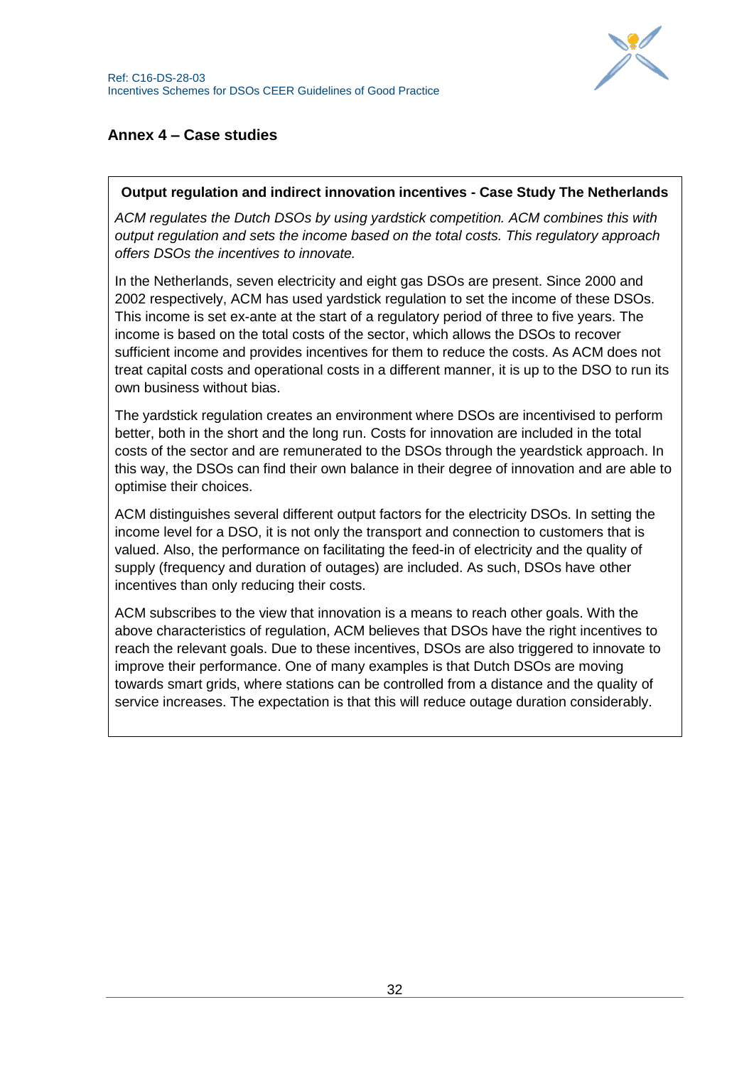## Annex 4 – Case studies

**Output regulation and indirect innovation incentives - Case Study The Netherlands**

*ACM regulates the Dutch DSOs by using yardstick competition. ACM combines this with output regulation and sets the income based on the total costs. This regulatory approach offers DSOs the incentives to innovate.*

In the Netherlands, seven electricity and eight gas DSOs are present. Since 2000 and 2002 respectively, ACM has used yardstick regulation to set the income of these DSOs. This income is set ex-ante at the start of a regulatory period of three to five years. The income is based on the total costs of the sector, which allows the DSOs to recover sufficient income and provides incentives for them to reduce the costs. As ACM does not treat capital costs and operational costs in a different manner, it is up to the DSO to run its own business without bias.

The yardstick regulation creates an environment where DSOs are incentivised to perform better, both in the short and the long run. Costs for innovation are included in the total costs of the sector and are remunerated to the DSOs through the yeardstick approach. In this way, the DSOs can find their own balance in their degree of innovation and are able to optimise their choices.

ACM distinguishes several different output factors for the electricity DSOs. In setting the income level for a DSO, it is not only the transport and connection to customers that is valued. Also, the performance on facilitating the feed-in of electricity and the quality of supply (frequency and duration of outages) are included. As such, DSOs have other incentives than only reducing their costs.

ACM subscribes to the view that innovation is a means to reach other goals. With the above characteristics of regulation, ACM believes that DSOs have the right incentives to reach the relevant goals. Due to these incentives, DSOs are also triggered to innovate to improve their performance. One of many examples is that Dutch DSOs are moving towards smart grids, where stations can be controlled from a distance and the quality of service increases. The expectation is that this will reduce outage duration considerably.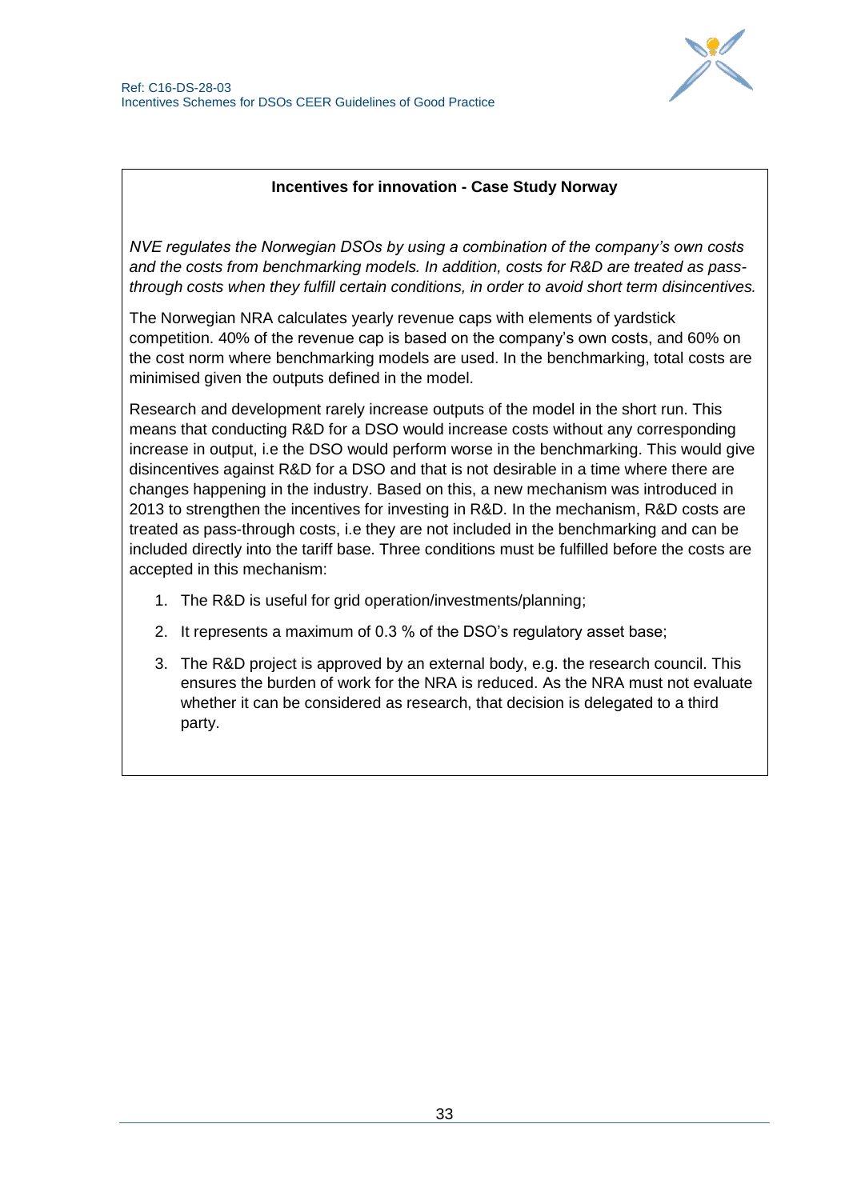**Incentives for innovation - Case Study Norway**

*NVE regulates the Norwegian DSOs by using a combination of the company's own costs and the costs from benchmarking models. In addition, costs for R&D are treated as pass-through costs when they fulfill certain conditions, in order to avoid short term disincentives.*

The Norwegian NRA calculates yearly revenue caps with elements of yardstick competition. 40% of the revenue cap is based on the company's own costs, and 60% on the cost norm where benchmarking models are used. In the benchmarking, total costs are minimised given the outputs defined in the model.

Research and development rarely increase outputs of the model in the short run. This means that conducting R&D for a DSO would increase costs without any corresponding increase in output, i.e the DSO would perform worse in the benchmarking. This would give disincentives against R&D for a DSO and that is not desirable in a time where there are changes happening in the industry. Based on this, a new mechanism was introduced in 2013 to strengthen the incentives for investing in R&D. In the mechanism, R&D costs are treated as pass-through costs, i.e they are not included in the benchmarking and can be included directly into the tariff base. Three conditions must be fulfilled before the costs are accepted in this mechanism:

1. The R&D is useful for grid operation/investments/planning;
2. It represents a maximum of 0.3 % of the DSO's regulatory asset base;
3. The R&D project is approved by an external body, e.g. the research council. This ensures the burden of work for the NRA is reduced. As the NRA must not evaluate whether it can be considered as research, that decision is delegated to a third party.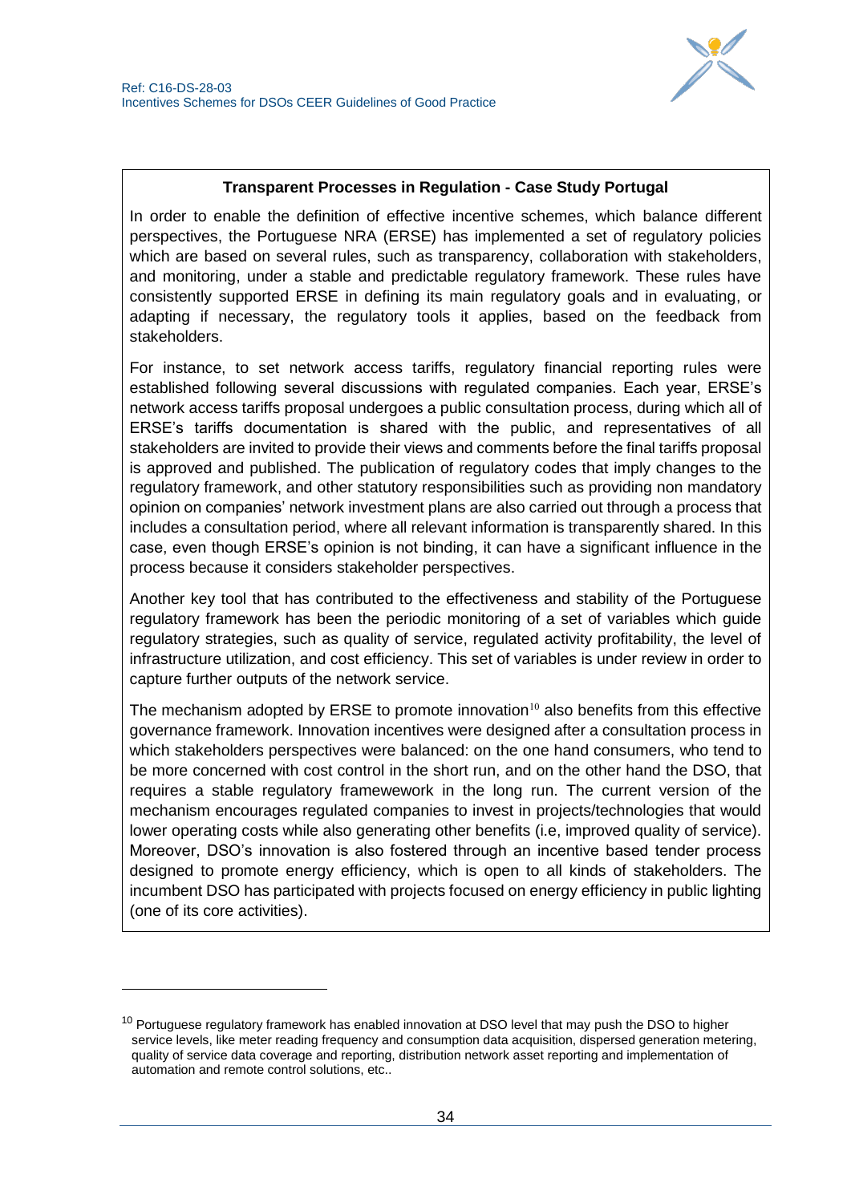**Transparent Processes in Regulation - Case Study Portugal**

In order to enable the definition of effective incentive schemes, which balance different perspectives, the Portuguese NRA (ERSE) has implemented a set of regulatory policies which are based on several rules, such as transparency, collaboration with stakeholders, and monitoring, under a stable and predictable regulatory framework. These rules have consistently supported ERSE in defining its main regulatory goals and in evaluating, or adapting if necessary, the regulatory tools it applies, based on the feedback from stakeholders.

For instance, to set network access tariffs, regulatory financial reporting rules were established following several discussions with regulated companies. Each year, ERSE's network access tariffs proposal undergoes a public consultation process, during which all of ERSE's tariffs documentation is shared with the public, and representatives of all stakeholders are invited to provide their views and comments before the final tariffs proposal is approved and published. The publication of regulatory codes that imply changes to the regulatory framework, and other statutory responsibilities such as providing non mandatory opinion on companies' network investment plans are also carried out through a process that includes a consultation period, where all relevant information is transparently shared. In this case, even though ERSE's opinion is not binding, it can have a significant influence in the process because it considers stakeholder perspectives.

Another key tool that has contributed to the effectiveness and stability of the Portuguese regulatory framework has been the periodic monitoring of a set of variables which guide regulatory strategies, such as quality of service, regulated activity profitability, the level of infrastructure utilization, and cost efficiency. This set of variables is under review in order to capture further outputs of the network service.

The mechanism adopted by ERSE to promote innovation[10] also benefits from this effective governance framework. Innovation incentives were designed after a consultation process in which stakeholders perspectives were balanced: on the one hand consumers, who tend to be more concerned with cost control in the short run, and on the other hand the DSO, that requires a stable regulatory framework in the long run. The current version of the mechanism encourages regulated companies to invest in projects/technologies that would lower operating costs while also generating other benefits (i.e, improved quality of service). Moreover, DSO's innovation is also fostered through an incentive based tender process designed to promote energy efficiency, which is open to all kinds of stakeholders. The incumbent DSO has participated with projects focused on energy efficiency in public lighting (one of its core activities).

[10] Portuguese regulatory framework has enabled innovation at DSO level that may push the DSO to higher service levels, like meter reading frequency and consumption data acquisition, dispersed generation metering, quality of service data coverage and reporting, distribution network asset reporting and implementation of automation and remote control solutions, etc..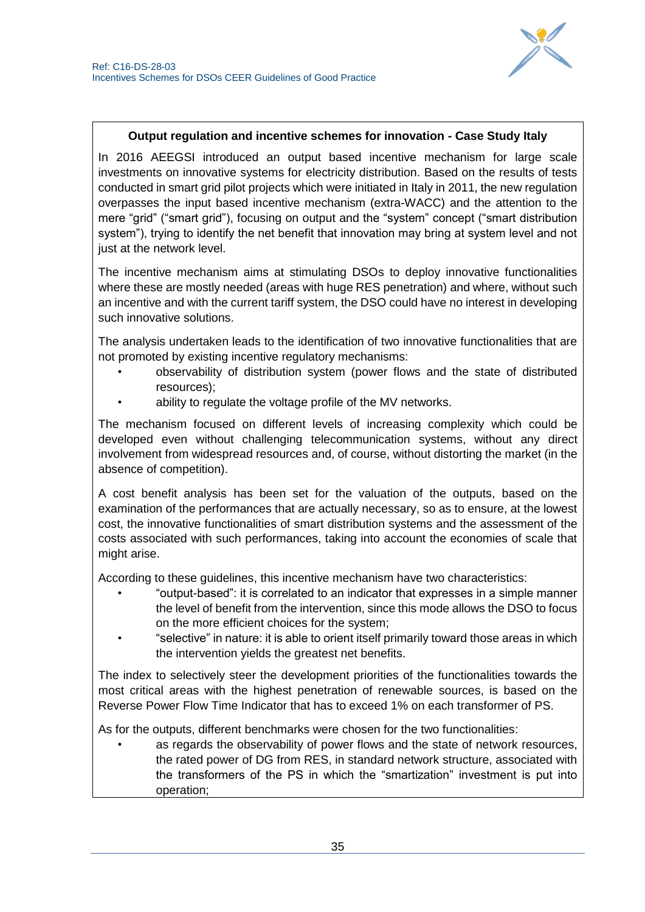**Output regulation and incentive schemes for innovation - Case Study Italy**

In 2016 AEEGSI introduced an output based incentive mechanism for large scale investments on innovative systems for electricity distribution. Based on the results of tests conducted in smart grid pilot projects which were initiated in Italy in 2011, the new regulation overpasses the input based incentive mechanism (extra-WACC) and the attention to the mere "grid" ("smart grid"), focusing on output and the "system" concept ("smart distribution system"), trying to identify the net benefit that innovation may bring at system level and not just at the network level.

The incentive mechanism aims at stimulating DSOs to deploy innovative functionalities where these are mostly needed (areas with huge RES penetration) and where, without such an incentive and with the current tariff system, the DSO could have no interest in developing such innovative solutions.

The analysis undertaken leads to the identification of two innovative functionalities that are not promoted by existing incentive regulatory mechanisms:

- observability of distribution system (power flows and the state of distributed resources);
- ability to regulate the voltage profile of the MV networks.

The mechanism focused on different levels of increasing complexity which could be developed even without challenging telecommunication systems, without any direct involvement from widespread resources and, of course, without distorting the market (in the absence of competition).

A cost benefit analysis has been set for the valuation of the outputs, based on the examination of the performances that are actually necessary, so as to ensure, at the lowest cost, the innovative functionalities of smart distribution systems and the assessment of the costs associated with such performances, taking into account the economies of scale that might arise.

According to these guidelines, this incentive mechanism have two characteristics:

- "output-based": it is correlated to an indicator that expresses in a simple manner the level of benefit from the intervention, since this mode allows the DSO to focus on the more efficient choices for the system;
- "selective" in nature: it is able to orient itself primarily toward those areas in which the intervention yields the greatest net benefits.

The index to selectively steer the development priorities of the functionalities towards the most critical areas with the highest penetration of renewable sources, is based on the Reverse Power Flow Time Indicator that has to exceed 1% on each transformer of PS.

As for the outputs, different benchmarks were chosen for the two functionalities:

- as regards the observability of power flows and the state of network resources, the rated power of DG from RES, in standard network structure, associated with the transformers of the PS in which the "smartization" investment is put into operation;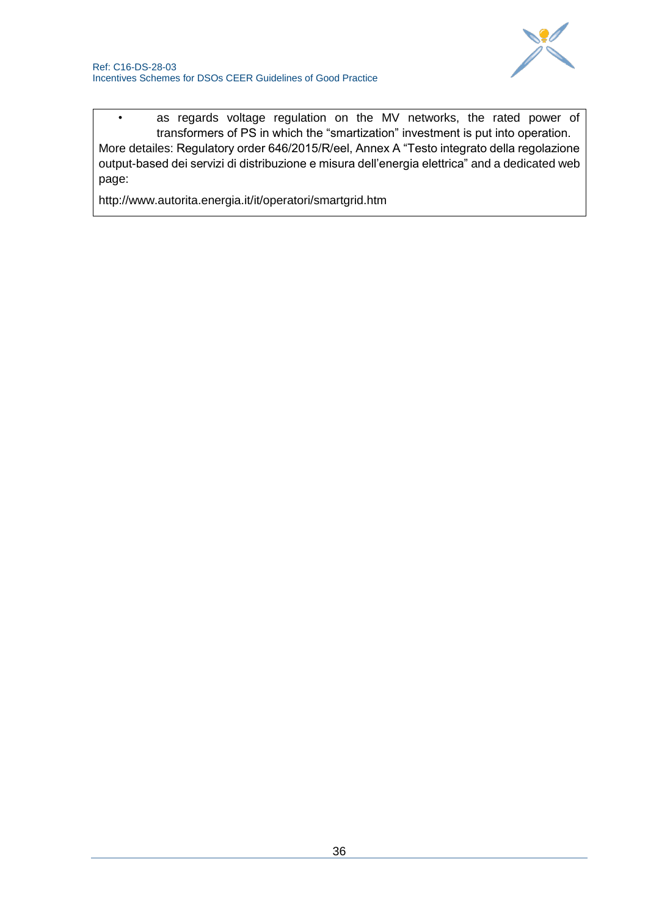- as regards voltage regulation on the MV networks, the rated power of transformers of PS in which the “smartization” investment is put into operation.

More detailes: Regulatory order 646/2015/R/eel, Annex A “Testo integrato della regolazione output-based dei servizi di distribuzione e misura dell’energia elettrica” and a dedicated web page:

http://www.autorita.energia.it/it/operatori/smartgrid.htm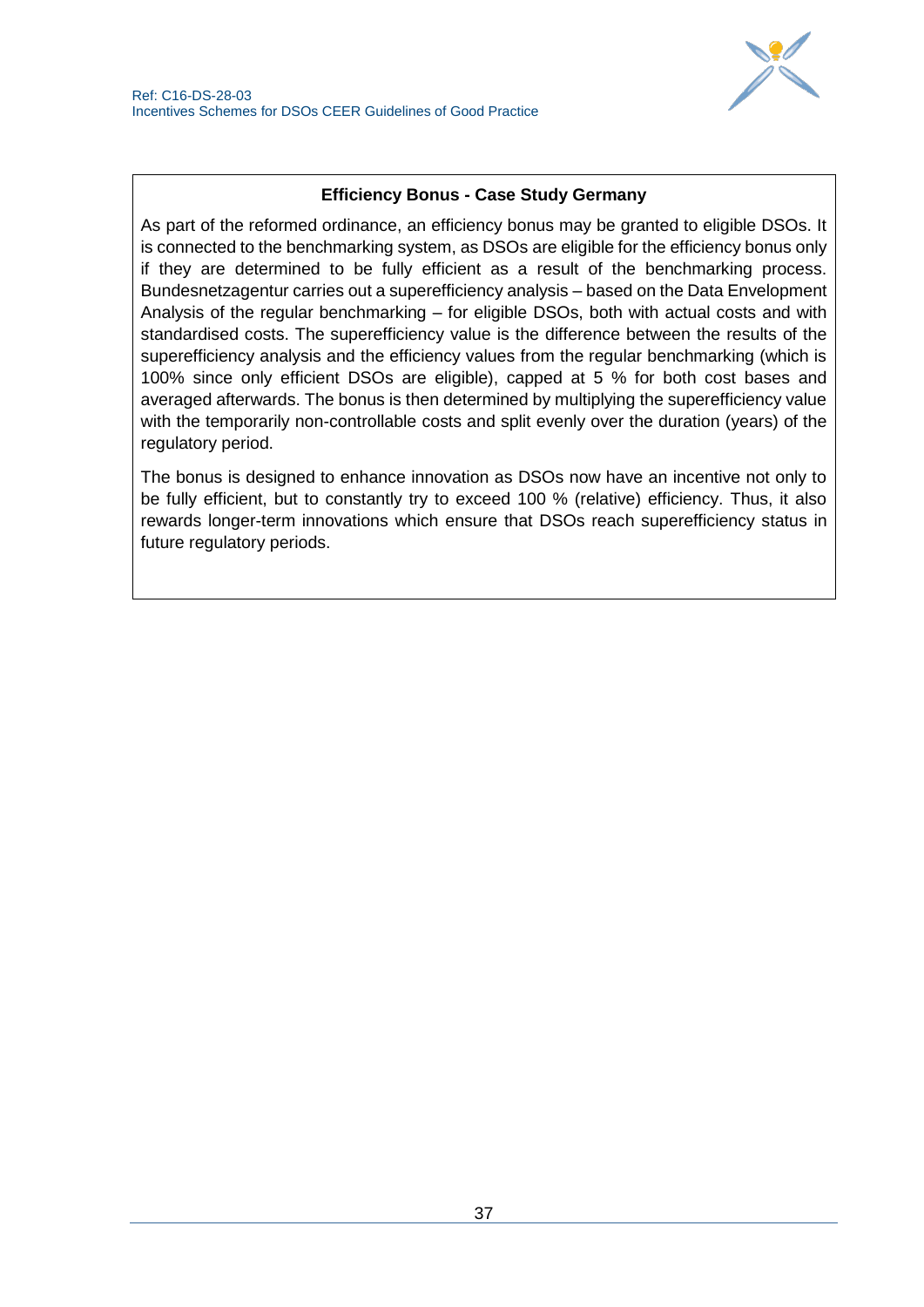**Efficiency Bonus - Case Study Germany**

As part of the reformed ordinance, an efficiency bonus may be granted to eligible DSOs. It is connected to the benchmarking system, as DSOs are eligible for the efficiency bonus only if they are determined to be fully efficient as a result of the benchmarking process. Bundesnetzagentur carries out a superefficiency analysis – based on the Data Envelopment Analysis of the regular benchmarking – for eligible DSOs, both with actual costs and with standardised costs. The superefficiency value is the difference between the results of the superefficiency analysis and the efficiency values from the regular benchmarking (which is 100% since only efficient DSOs are eligible), capped at 5 % for both cost bases and averaged afterwards. The bonus is then determined by multiplying the superefficiency value with the temporarily non-controllable costs and split evenly over the duration (years) of the regulatory period.

The bonus is designed to enhance innovation as DSOs now have an incentive not only to be fully efficient, but to constantly try to exceed 100 % (relative) efficiency. Thus, it also rewards longer-term innovations which ensure that DSOs reach superefficiency status in future regulatory periods.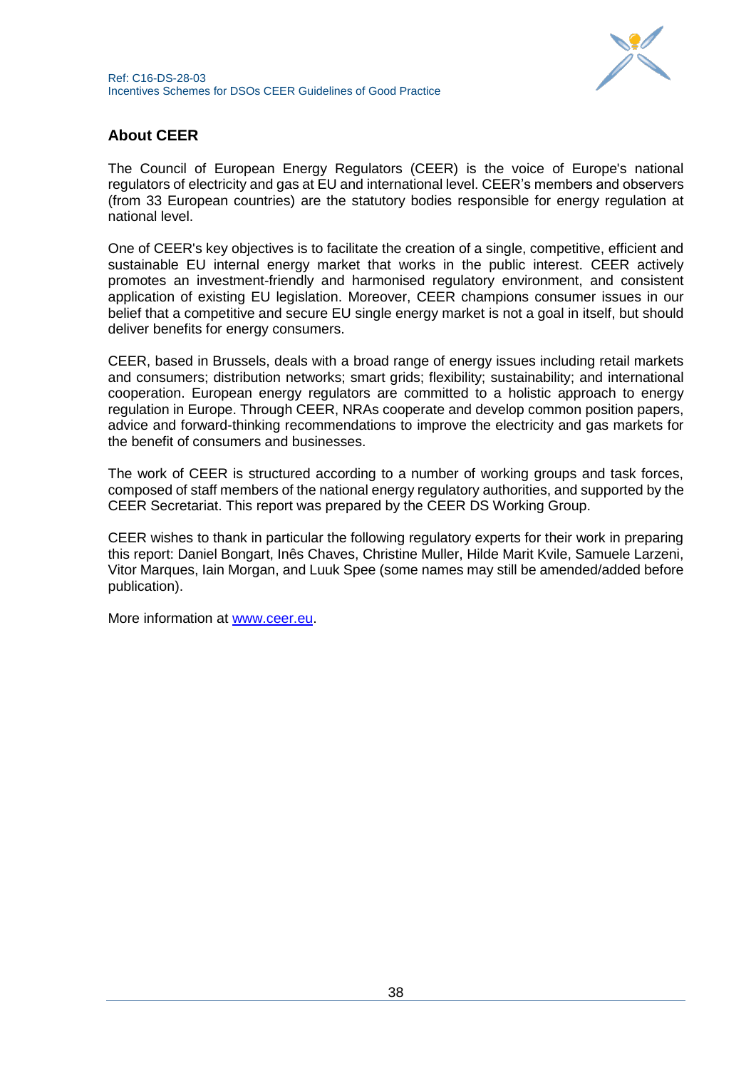## About CEER

The Council of European Energy Regulators (CEER) is the voice of Europe's national regulators of electricity and gas at EU and international level. CEER's members and observers (from 33 European countries) are the statutory bodies responsible for energy regulation at national level.

One of CEER's key objectives is to facilitate the creation of a single, competitive, efficient and sustainable EU internal energy market that works in the public interest. CEER actively promotes an investment-friendly and harmonised regulatory environment, and consistent application of existing EU legislation. Moreover, CEER champions consumer issues in our belief that a competitive and secure EU single energy market is not a goal in itself, but should deliver benefits for energy consumers.

CEER, based in Brussels, deals with a broad range of energy issues including retail markets and consumers; distribution networks; smart grids; flexibility; sustainability; and international cooperation. European energy regulators are committed to a holistic approach to energy regulation in Europe. Through CEER, NRAs cooperate and develop common position papers, advice and forward-thinking recommendations to improve the electricity and gas markets for the benefit of consumers and businesses.

The work of CEER is structured according to a number of working groups and task forces, composed of staff members of the national energy regulatory authorities, and supported by the CEER Secretariat. This report was prepared by the CEER DS Working Group.

CEER wishes to thank in particular the following regulatory experts for their work in preparing this report: Daniel Bongart, Inês Chaves, Christine Muller, Hilde Marit Kvile, Samuele Larzeni, Vitor Marques, Iain Morgan, and Luuk Spee (some names may still be amended/added before publication).

More information at [www.ceer.eu](http://www.ceer.eu).